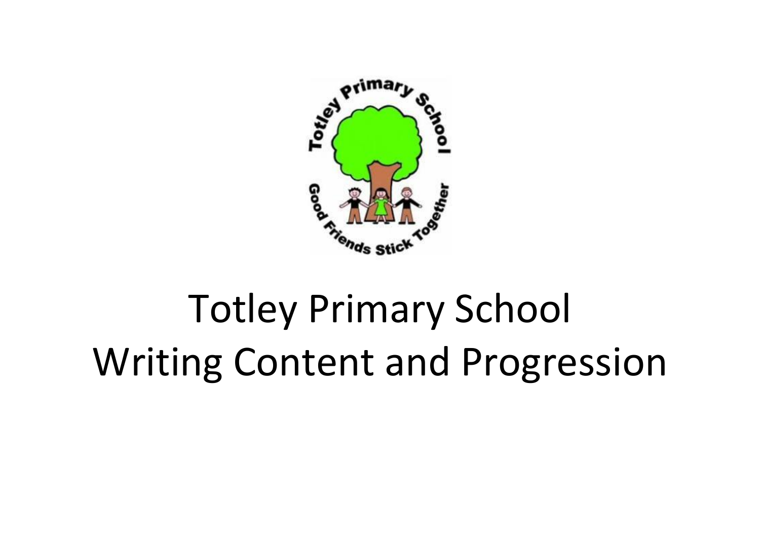# Totley Primary School
# Writing Content and Progression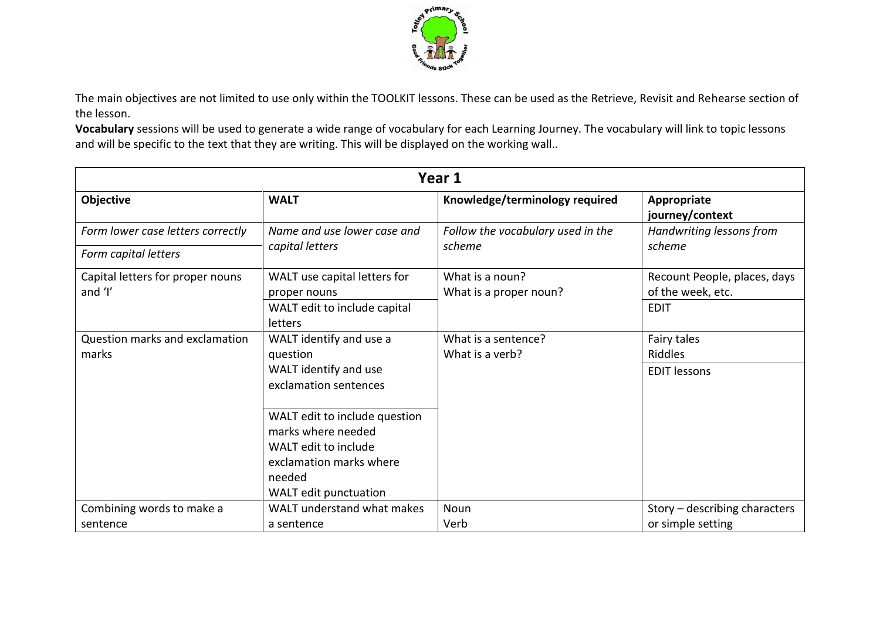The main objectives are not limited to use only within the TOOLKIT lessons. These can be used as the Retrieve, Revisit and Rehearse section of the lesson.

**Vocabulary** sessions will be used to generate a wide range of vocabulary for each Learning Journey. The vocabulary will link to topic lessons and will be specific to the text that they are writing. This will be displayed on the working wall..

| Year 1 | | | |
|---|---|---|---|
| **Objective** | **WALT** | **Knowledge/terminology required** | **Appropriate journey/context** |
| *Form lower case letters correctly*<br>*Form capital letters* | *Name and use lower case and capital letters* | *Follow the vocabulary used in the scheme* | *Handwriting lessons from scheme* |
| Capital letters for proper nouns and 'I' | WALT use capital letters for proper nouns<br>WALT edit to include capital letters | What is a noun?<br>What is a proper noun? | Recount People, places, days of the week, etc.<br>EDIT |
| Question marks and exclamation marks | WALT identify and use a question<br>WALT identify and use exclamation sentences<br>WALT edit to include question marks where needed<br>WALT edit to include exclamation marks where needed<br>WALT edit punctuation | What is a sentence?<br>What is a verb? | Fairy tales<br>Riddles<br>EDIT lessons |
| Combining words to make a sentence | WALT understand what makes a sentence | Noun<br>Verb | Story – describing characters or simple setting |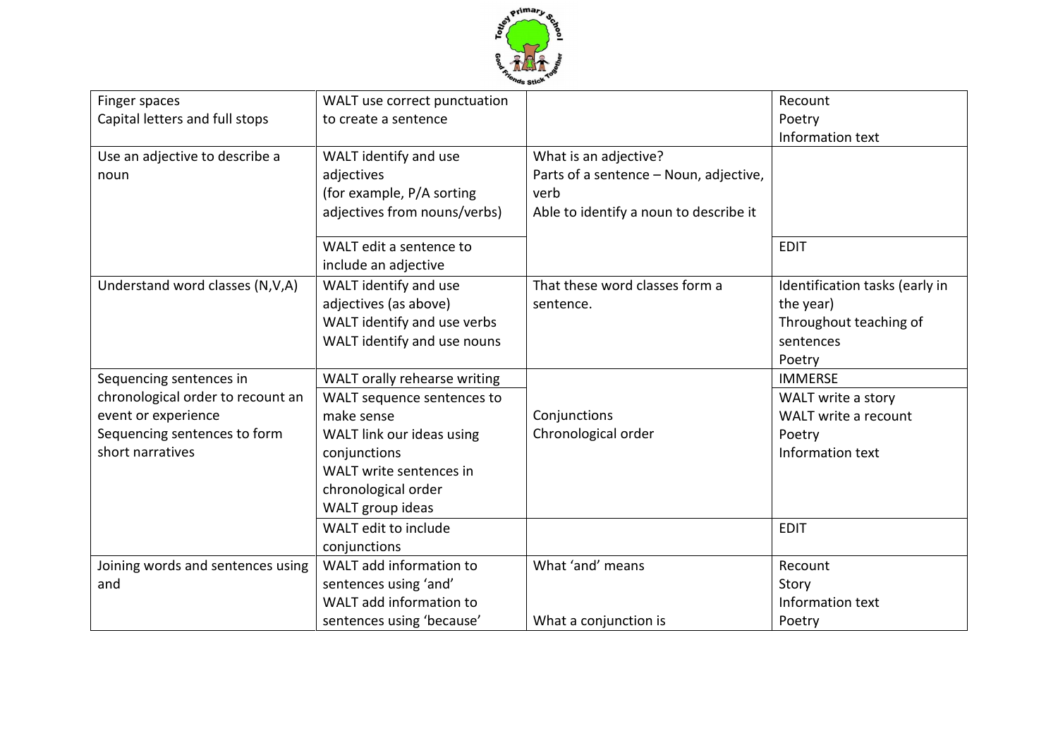| | | | |
|---|---|---|---|
| Finger spaces<br>Capital letters and full stops | WALT use correct punctuation to create a sentence | | Recount<br>Poetry<br>Information text |
| Use an adjective to describe a noun | WALT identify and use adjectives<br>(for example, P/A sorting adjectives from nouns/verbs) | What is an adjective?<br>Parts of a sentence – Noun, adjective, verb<br>Able to identify a noun to describe it | |
| | WALT edit a sentence to include an adjective | | EDIT |
| Understand word classes (N,V,A) | WALT identify and use adjectives (as above)<br>WALT identify and use verbs<br>WALT identify and use nouns | That these word classes form a sentence. | Identification tasks (early in the year)<br>Throughout teaching of sentences<br>Poetry |
| Sequencing sentences in chronological order to recount an event or experience<br>Sequencing sentences to form short narratives | WALT orally rehearse writing | | IMMERSE |
| | WALT sequence sentences to make sense<br>WALT link our ideas using conjunctions<br>WALT write sentences in chronological order<br>WALT group ideas | Conjunctions<br>Chronological order | WALT write a story<br>WALT write a recount<br>Poetry<br>Information text |
| | WALT edit to include conjunctions | | EDIT |
| Joining words and sentences using and | WALT add information to sentences using 'and'<br>WALT add information to sentences using 'because' | What 'and' means<br><br>What a conjunction is | Recount<br>Story<br>Information text<br>Poetry |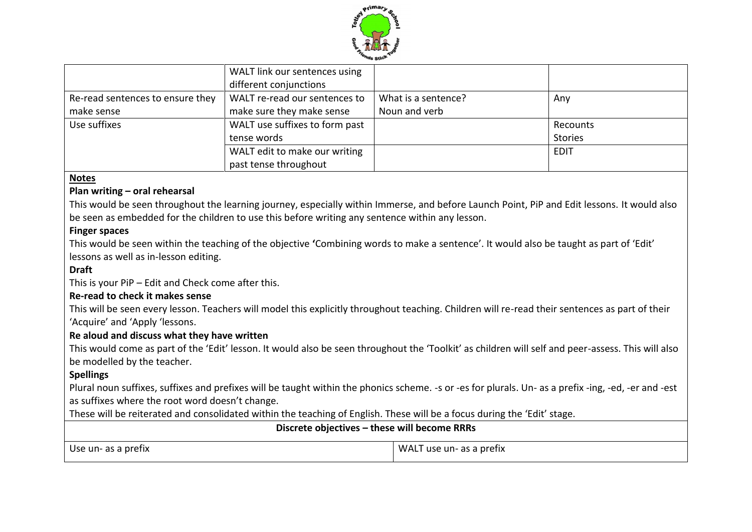| | | | |
|---|---|---|---|
| | WALT link our sentences using different conjunctions | | |
| Re-read sentences to ensure they make sense | WALT re-read our sentences to make sure they make sense | What is a sentence? Noun and verb | Any |
| Use suffixes | WALT use suffixes to form past tense words | | Recounts Stories |
| | WALT edit to make our writing past tense throughout | | EDIT |

**Notes**

**Plan writing – oral rehearsal**

This would be seen throughout the learning journey, especially within Immerse, and before Launch Point, PiP and Edit lessons. It would also be seen as embedded for the children to use this before writing any sentence within any lesson.

**Finger spaces**

This would be seen within the teaching of the objective **'**Combining words to make a sentence'. It would also be taught as part of 'Edit' lessons as well as in-lesson editing.

**Draft**

This is your PiP – Edit and Check come after this.

**Re-read to check it makes sense**

This will be seen every lesson. Teachers will model this explicitly throughout teaching. Children will re-read their sentences as part of their 'Acquire' and 'Apply 'lessons.

**Re aloud and discuss what they have written**

This would come as part of the 'Edit' lesson. It would also be seen throughout the 'Toolkit' as children will self and peer-assess. This will also be modelled by the teacher.

**Spellings**

Plural noun suffixes, suffixes and prefixes will be taught within the phonics scheme. -s or -es for plurals. Un- as a prefix -ing, -ed, -er and -est as suffixes where the root word doesn't change.

These will be reiterated and consolidated within the teaching of English. These will be a focus during the 'Edit' stage.

| **Discrete objectives – these will become RRRs** | |
|---|---|
| Use un- as a prefix | WALT use un- as a prefix |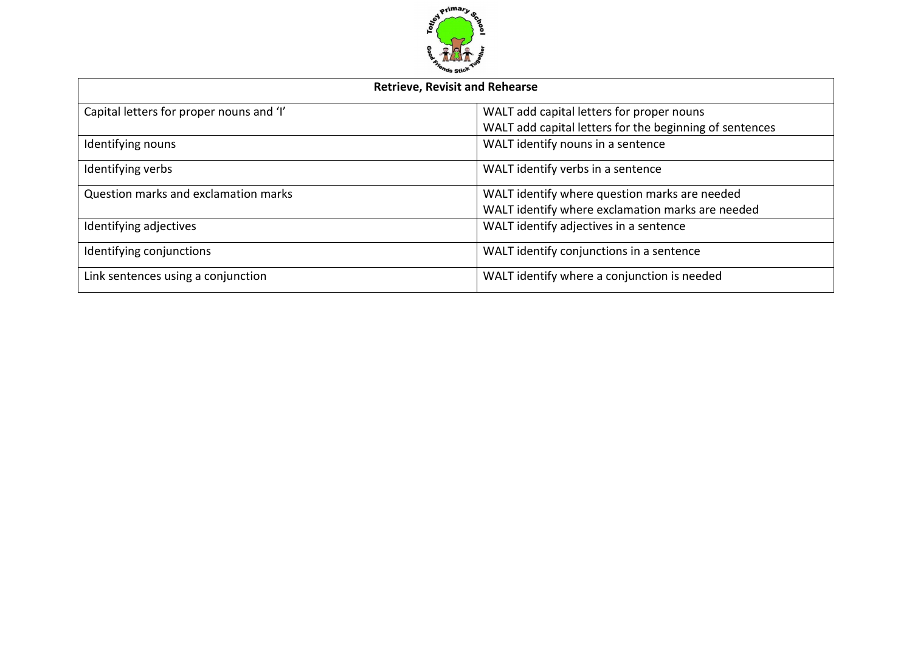| Retrieve, Revisit and Rehearse | |
|---|---|
| Capital letters for proper nouns and 'I' | WALT add capital letters for proper nouns<br>WALT add capital letters for the beginning of sentences |
| Identifying nouns | WALT identify nouns in a sentence |
| Identifying verbs | WALT identify verbs in a sentence |
| Question marks and exclamation marks | WALT identify where question marks are needed<br>WALT identify where exclamation marks are needed |
| Identifying adjectives | WALT identify adjectives in a sentence |
| Identifying conjunctions | WALT identify conjunctions in a sentence |
| Link sentences using a conjunction | WALT identify where a conjunction is needed |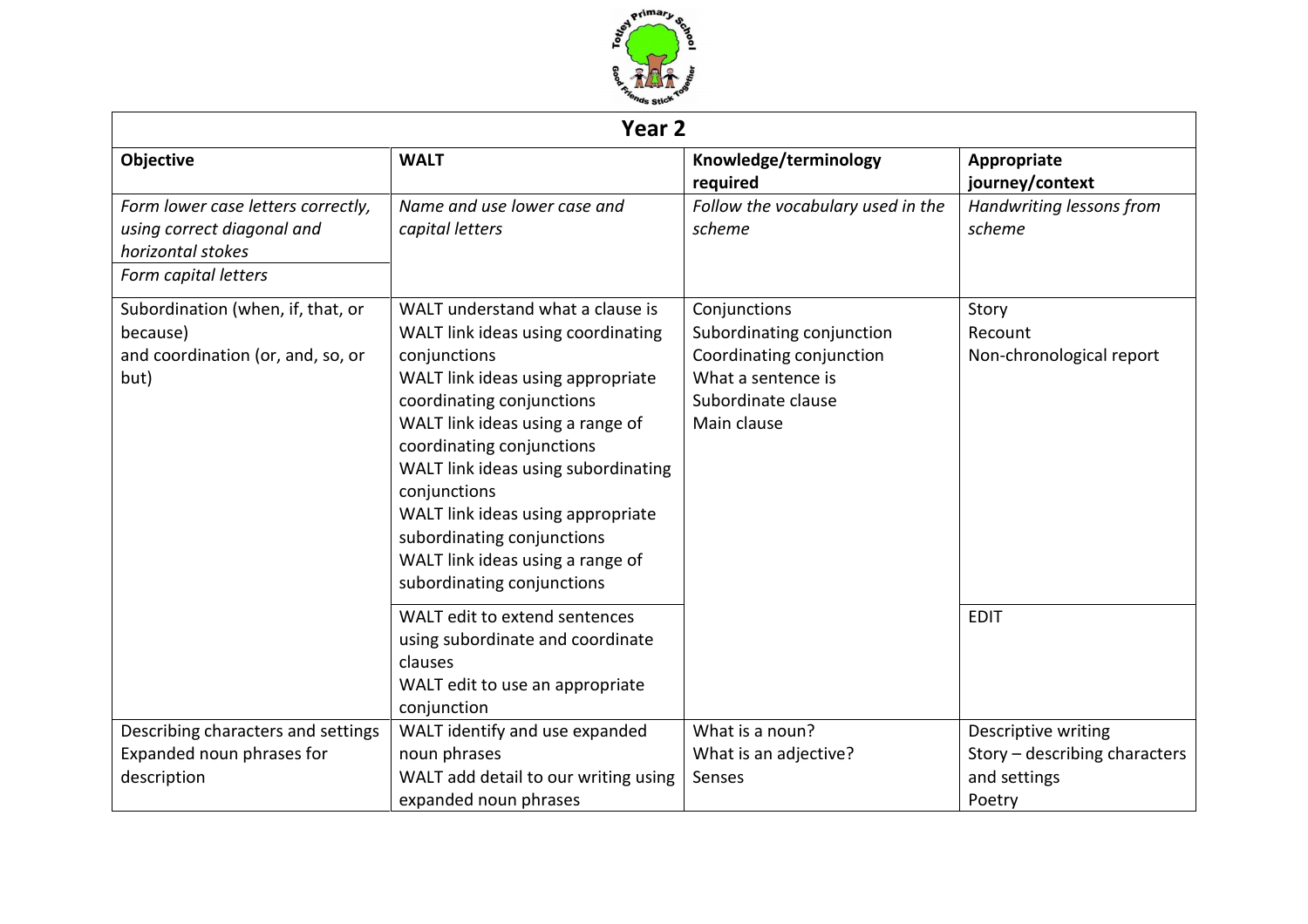| Year 2 | | | |
|---|---|---|---|
| **Objective** | **WALT** | **Knowledge/terminology required** | **Appropriate journey/context** |
| *Form lower case letters correctly, using correct diagonal and horizontal stokes*<br>*Form capital letters* | *Name and use lower case and capital letters* | *Follow the vocabulary used in the scheme* | *Handwriting lessons from scheme* |
| Subordination (when, if, that, or because)<br>and coordination (or, and, so, or but) | WALT understand what a clause is<br>WALT link ideas using coordinating conjunctions<br>WALT link ideas using appropriate coordinating conjunctions<br>WALT link ideas using a range of coordinating conjunctions<br>WALT link ideas using subordinating conjunctions<br>WALT link ideas using appropriate subordinating conjunctions<br>WALT link ideas using a range of subordinating conjunctions | Conjunctions<br>Subordinating conjunction<br>Coordinating conjunction<br>What a sentence is<br>Subordinate clause<br>Main clause | Story<br>Recount<br>Non-chronological report |
| | WALT edit to extend sentences using subordinate and coordinate clauses<br>WALT edit to use an appropriate conjunction | | EDIT |
| Describing characters and settings<br>Expanded noun phrases for description | WALT identify and use expanded noun phrases<br>WALT add detail to our writing using expanded noun phrases | What is a noun?<br>What is an adjective?<br>Senses | Descriptive writing<br>Story – describing characters and settings<br>Poetry |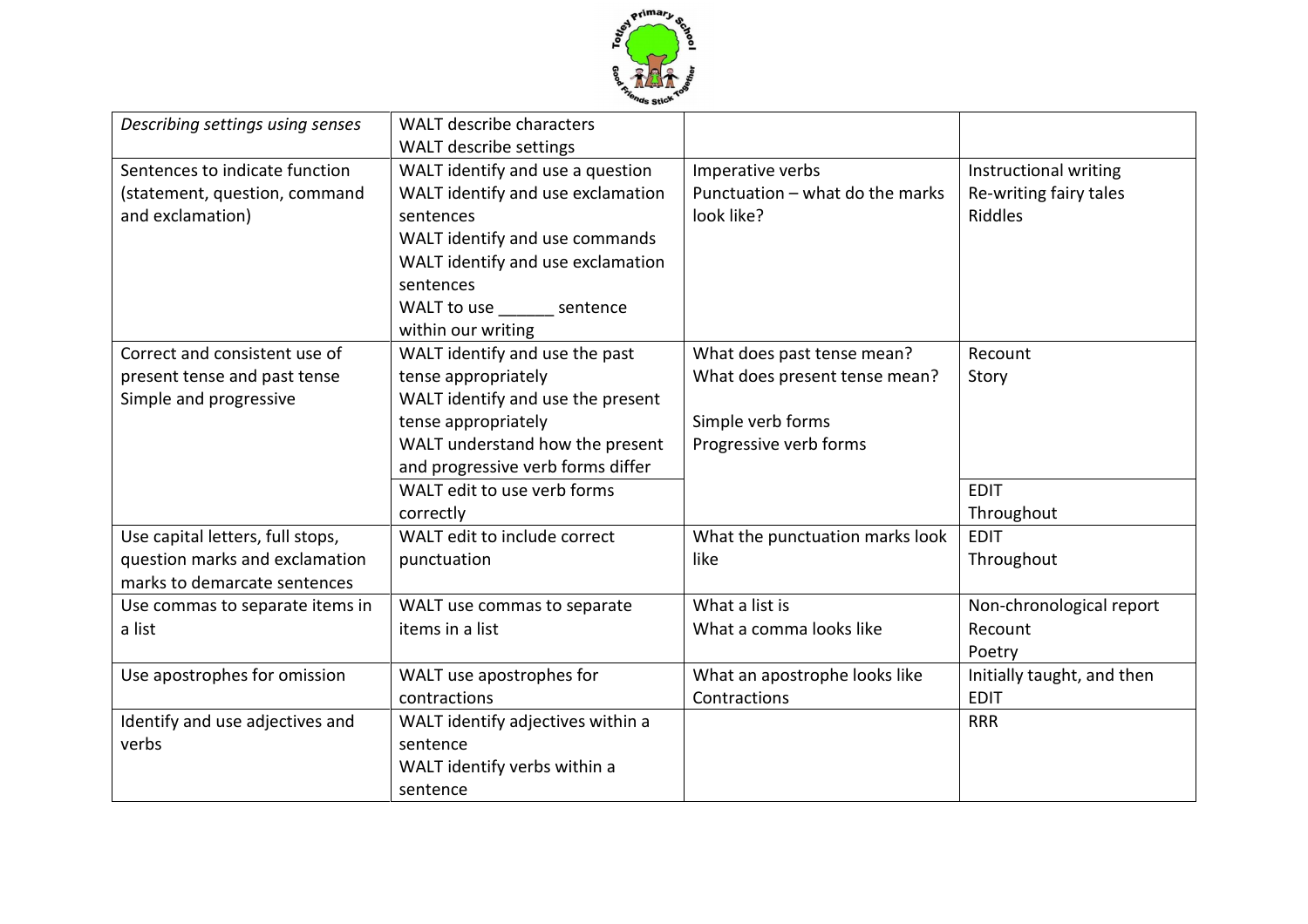| | | | |
|---|---|---|---|
| *Describing settings using senses* | WALT describe characters<br>WALT describe settings | | |
| Sentences to indicate function (statement, question, command and exclamation) | WALT identify and use a question<br>WALT identify and use exclamation sentences<br>WALT identify and use commands<br>WALT identify and use exclamation sentences<br>WALT to use ______ sentence within our writing | Imperative verbs<br>Punctuation – what do the marks look like? | Instructional writing<br>Re-writing fairy tales<br>Riddles |
| Correct and consistent use of present tense and past tense<br>Simple and progressive | WALT identify and use the past tense appropriately<br>WALT identify and use the present tense appropriately<br>WALT understand how the present and progressive verb forms differ | What does past tense mean?<br>What does present tense mean?<br><br>Simple verb forms<br>Progressive verb forms | Recount<br>Story |
| | WALT edit to use verb forms correctly | | EDIT<br>Throughout |
| Use capital letters, full stops, question marks and exclamation marks to demarcate sentences | WALT edit to include correct punctuation | What the punctuation marks look like | EDIT<br>Throughout |
| Use commas to separate items in a list | WALT use commas to separate items in a list | What a list is<br>What a comma looks like | Non-chronological report<br>Recount<br>Poetry |
| Use apostrophes for omission | WALT use apostrophes for contractions | What an apostrophe looks like<br>Contractions | Initially taught, and then EDIT |
| Identify and use adjectives and verbs | WALT identify adjectives within a sentence<br>WALT identify verbs within a sentence | | RRR |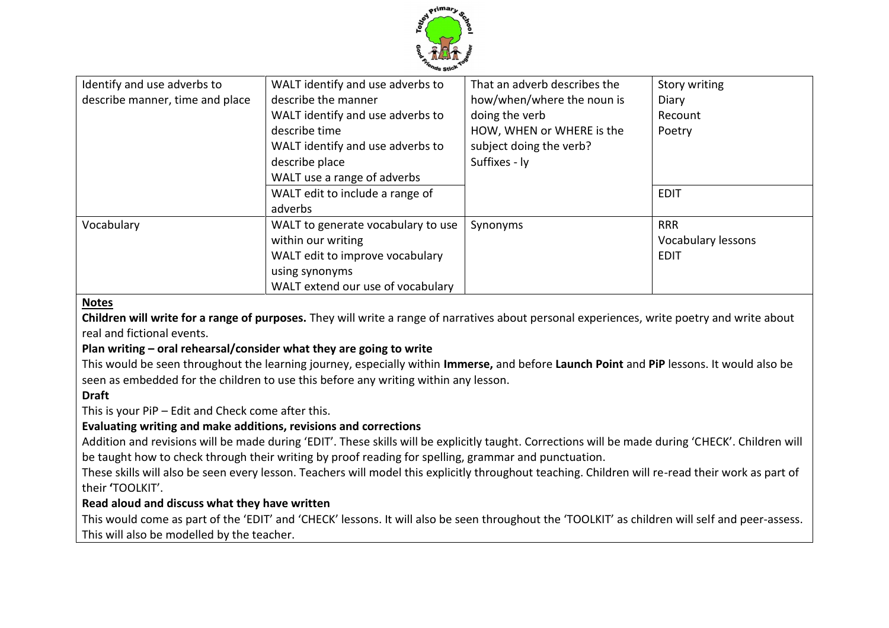| | | | |
|---|---|---|---|
| Identify and use adverbs to describe manner, time and place | WALT identify and use adverbs to describe the manner<br>WALT identify and use adverbs to describe time<br>WALT identify and use adverbs to describe place<br>WALT use a range of adverbs | That an adverb describes the how/when/where the noun is doing the verb<br>HOW, WHEN or WHERE is the subject doing the verb?<br>Suffixes - ly | Story writing<br>Diary<br>Recount<br>Poetry |
| | WALT edit to include a range of adverbs | | EDIT |
| Vocabulary | WALT to generate vocabulary to use within our writing<br>WALT edit to improve vocabulary using synonyms<br>WALT extend our use of vocabulary | Synonyms | RRR<br>Vocabulary lessons<br>EDIT |

**Notes**

**Children will write for a range of purposes.** They will write a range of narratives about personal experiences, write poetry and write about real and fictional events.

**Plan writing – oral rehearsal/consider what they are going to write**

This would be seen throughout the learning journey, especially within **Immerse,** and before **Launch Point** and **PiP** lessons. It would also be seen as embedded for the children to use this before any writing within any lesson.

**Draft**

This is your PiP – Edit and Check come after this.

**Evaluating writing and make additions, revisions and corrections**

Addition and revisions will be made during 'EDIT'. These skills will be explicitly taught. Corrections will be made during 'CHECK'. Children will be taught how to check through their writing by proof reading for spelling, grammar and punctuation.

These skills will also be seen every lesson. Teachers will model this explicitly throughout teaching. Children will re-read their work as part of their **'**TOOLKIT'.

**Read aloud and discuss what they have written**

This would come as part of the 'EDIT' and 'CHECK' lessons. It will also be seen throughout the 'TOOLKIT' as children will self and peer-assess. This will also be modelled by the teacher.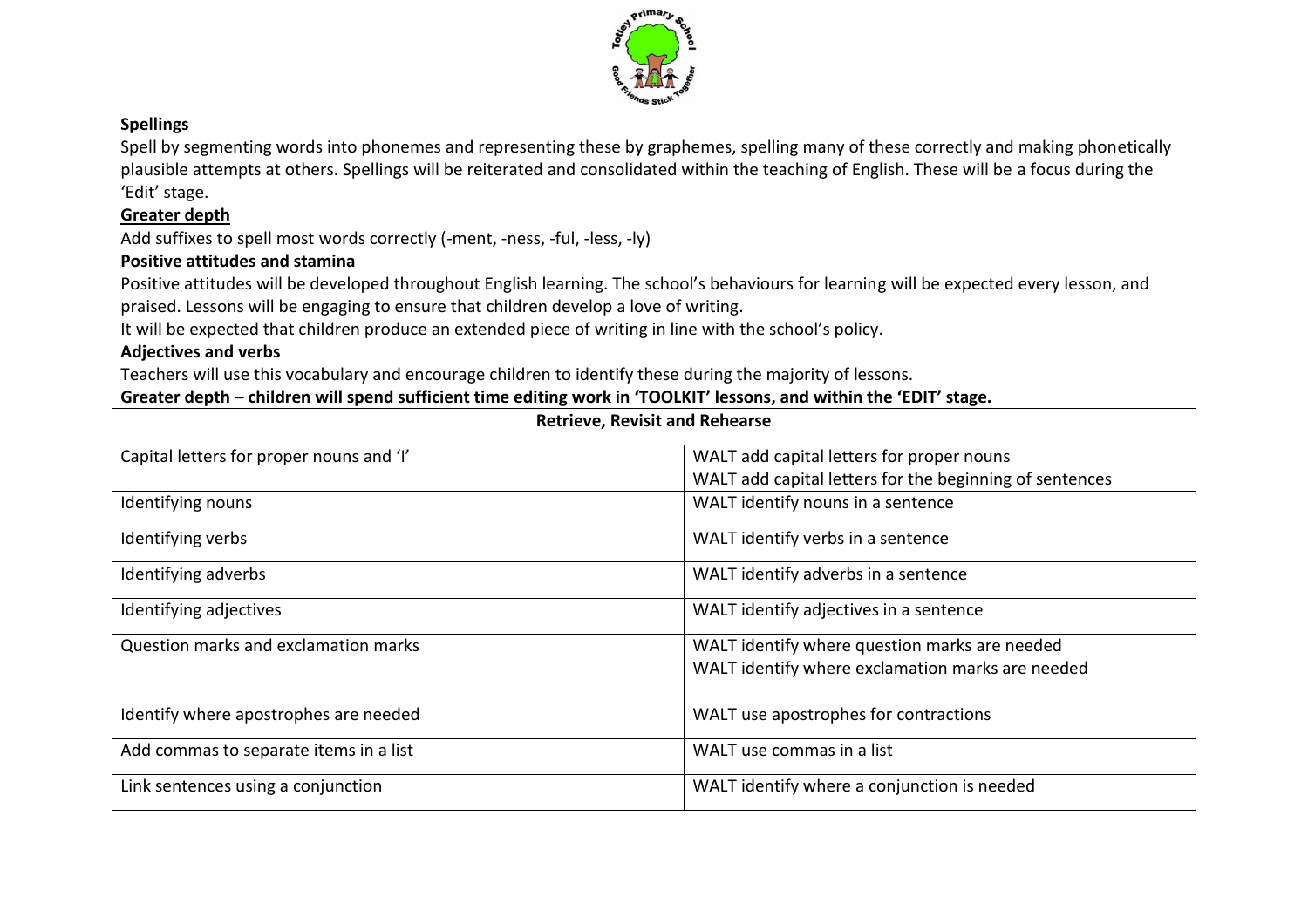**Spellings**

Spell by segmenting words into phonemes and representing these by graphemes, spelling many of these correctly and making phonetically plausible attempts at others. Spellings will be reiterated and consolidated within the teaching of English. These will be a focus during the 'Edit' stage.

**Greater depth**

Add suffixes to spell most words correctly (-ment, -ness, -ful, -less, -ly)

**Positive attitudes and stamina**

Positive attitudes will be developed throughout English learning. The school's behaviours for learning will be expected every lesson, and praised. Lessons will be engaging to ensure that children develop a love of writing.

It will be expected that children produce an extended piece of writing in line with the school's policy.

**Adjectives and verbs**

Teachers will use this vocabulary and encourage children to identify these during the majority of lessons.

**Greater depth – children will spend sufficient time editing work in 'TOOLKIT' lessons, and within the 'EDIT' stage.**

| **Retrieve, Revisit and Rehearse** | |
|---|---|
| Capital letters for proper nouns and 'I' | WALT add capital letters for proper nouns<br>WALT add capital letters for the beginning of sentences |
| Identifying nouns | WALT identify nouns in a sentence |
| Identifying verbs | WALT identify verbs in a sentence |
| Identifying adverbs | WALT identify adverbs in a sentence |
| Identifying adjectives | WALT identify adjectives in a sentence |
| Question marks and exclamation marks | WALT identify where question marks are needed<br>WALT identify where exclamation marks are needed |
| Identify where apostrophes are needed | WALT use apostrophes for contractions |
| Add commas to separate items in a list | WALT use commas in a list |
| Link sentences using a conjunction | WALT identify where a conjunction is needed |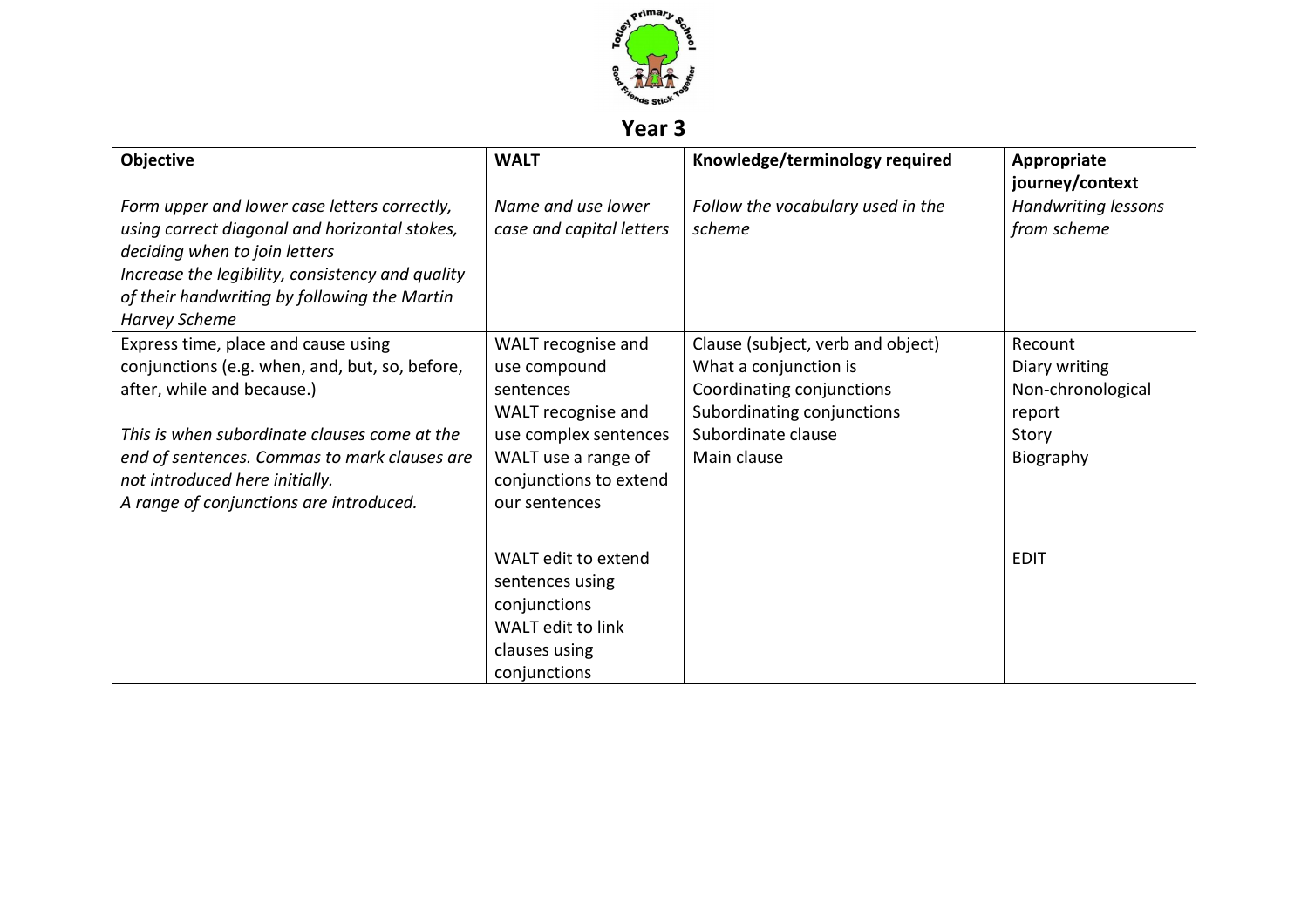## Year 3

| Objective | WALT | Knowledge/terminology required | Appropriate journey/context |
|---|---|---|---|
| *Form upper and lower case letters correctly, using correct diagonal and horizontal stokes, deciding when to join letters*<br>*Increase the legibility, consistency and quality of their handwriting by following the Martin Harvey Scheme* | *Name and use lower case and capital letters* | *Follow the vocabulary used in the scheme* | *Handwriting lessons from scheme* |
| Express time, place and cause using conjunctions (e.g. when, and, but, so, before, after, while and because.)<br><br>*This is when subordinate clauses come at the end of sentences. Commas to mark clauses are not introduced here initially.*<br>*A range of conjunctions are introduced.* | WALT recognise and use compound sentences<br>WALT recognise and use complex sentences<br>WALT use a range of conjunctions to extend our sentences | Clause (subject, verb and object)<br>What a conjunction is<br>Coordinating conjunctions<br>Subordinating conjunctions<br>Subordinate clause<br>Main clause | Recount<br>Diary writing<br>Non-chronological report<br>Story<br>Biography |
| | WALT edit to extend sentences using conjunctions<br>WALT edit to link clauses using conjunctions | | EDIT |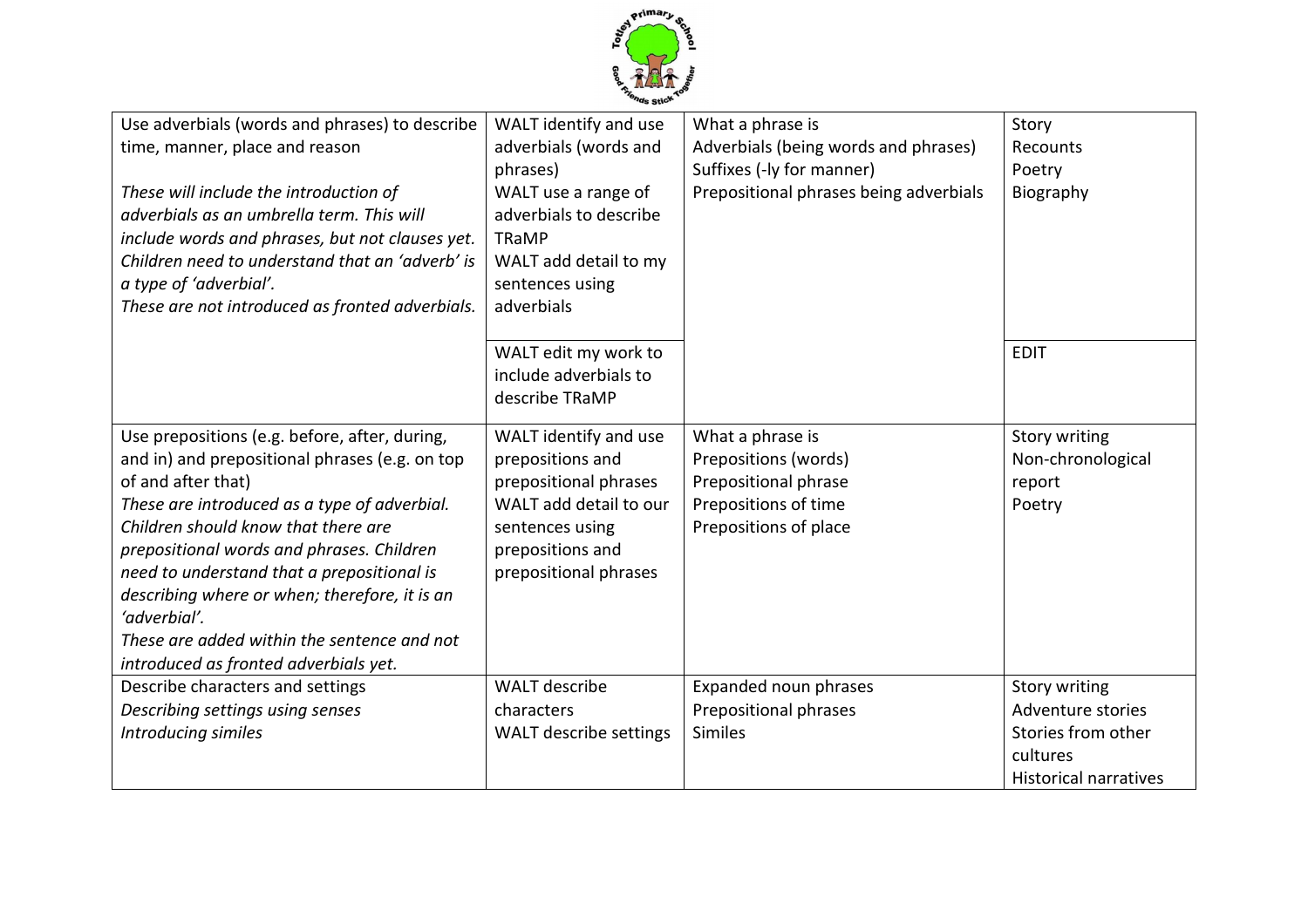| | | | |
|---|---|---|---|
| Use adverbials (words and phrases) to describe time, manner, place and reason<br><br>*These will include the introduction of adverbials as an umbrella term. This will include words and phrases, but not clauses yet. Children need to understand that an 'adverb' is a type of 'adverbial'.*<br>*These are not introduced as fronted adverbials.* | WALT identify and use adverbials (words and phrases)<br>WALT use a range of adverbials to describe TRaMP<br>WALT add detail to my sentences using adverbials | What a phrase is<br>Adverbials (being words and phrases)<br>Suffixes (-ly for manner)<br>Prepositional phrases being adverbials | Story<br>Recounts<br>Poetry<br>Biography |
| | WALT edit my work to include adverbials to describe TRaMP | | EDIT |
| Use prepositions (e.g. before, after, during, and in) and prepositional phrases (e.g. on top of and after that)<br>*These are introduced as a type of adverbial. Children should know that there are prepositional words and phrases. Children need to understand that a prepositional is describing where or when; therefore, it is an 'adverbial'.*<br>*These are added within the sentence and not introduced as fronted adverbials yet.* | WALT identify and use prepositions and prepositional phrases<br>WALT add detail to our sentences using prepositions and prepositional phrases | What a phrase is<br>Prepositions (words)<br>Prepositional phrase<br>Prepositions of time<br>Prepositions of place | Story writing<br>Non-chronological report<br>Poetry |
| Describe characters and settings<br>*Describing settings using senses*<br>*Introducing similes* | WALT describe characters<br>WALT describe settings | Expanded noun phrases<br>Prepositional phrases<br>Similes | Story writing<br>Adventure stories<br>Stories from other cultures<br>Historical narratives |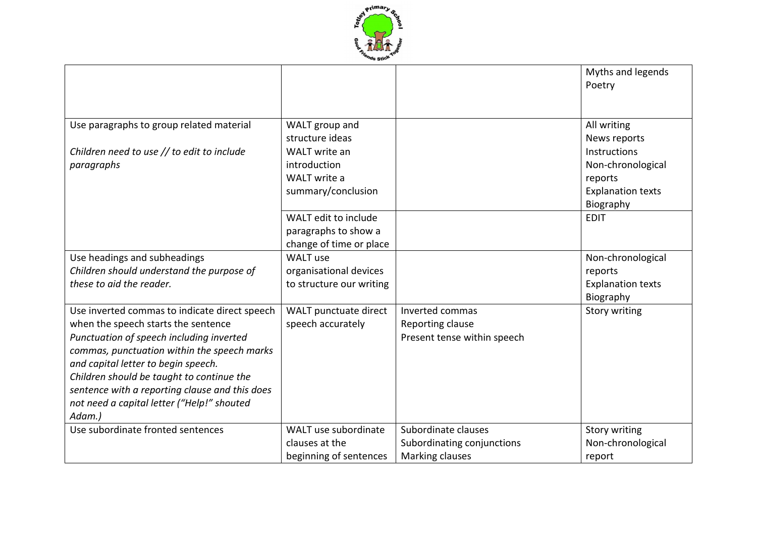| | | | |
|---|---|---|---|
| | | | Myths and legends<br>Poetry |
| Use paragraphs to group related material<br><br>*Children need to use // to edit to include paragraphs* | WALT group and structure ideas<br>WALT write an introduction<br>WALT write a summary/conclusion | | All writing<br>News reports<br>Instructions<br>Non-chronological reports<br>Explanation texts<br>Biography |
| | WALT edit to include paragraphs to show a change of time or place | | EDIT |
| Use headings and subheadings<br>*Children should understand the purpose of these to aid the reader.* | WALT use organisational devices to structure our writing | | Non-chronological reports<br>Explanation texts<br>Biography |
| Use inverted commas to indicate direct speech when the speech starts the sentence<br>*Punctuation of speech including inverted commas, punctuation within the speech marks and capital letter to begin speech.*<br>*Children should be taught to continue the sentence with a reporting clause and this does not need a capital letter ("Help!" shouted Adam.)* | WALT punctuate direct speech accurately | Inverted commas<br>Reporting clause<br>Present tense within speech | Story writing |
| Use subordinate fronted sentences | WALT use subordinate clauses at the beginning of sentences | Subordinate clauses<br>Subordinating conjunctions<br>Marking clauses | Story writing<br>Non-chronological report |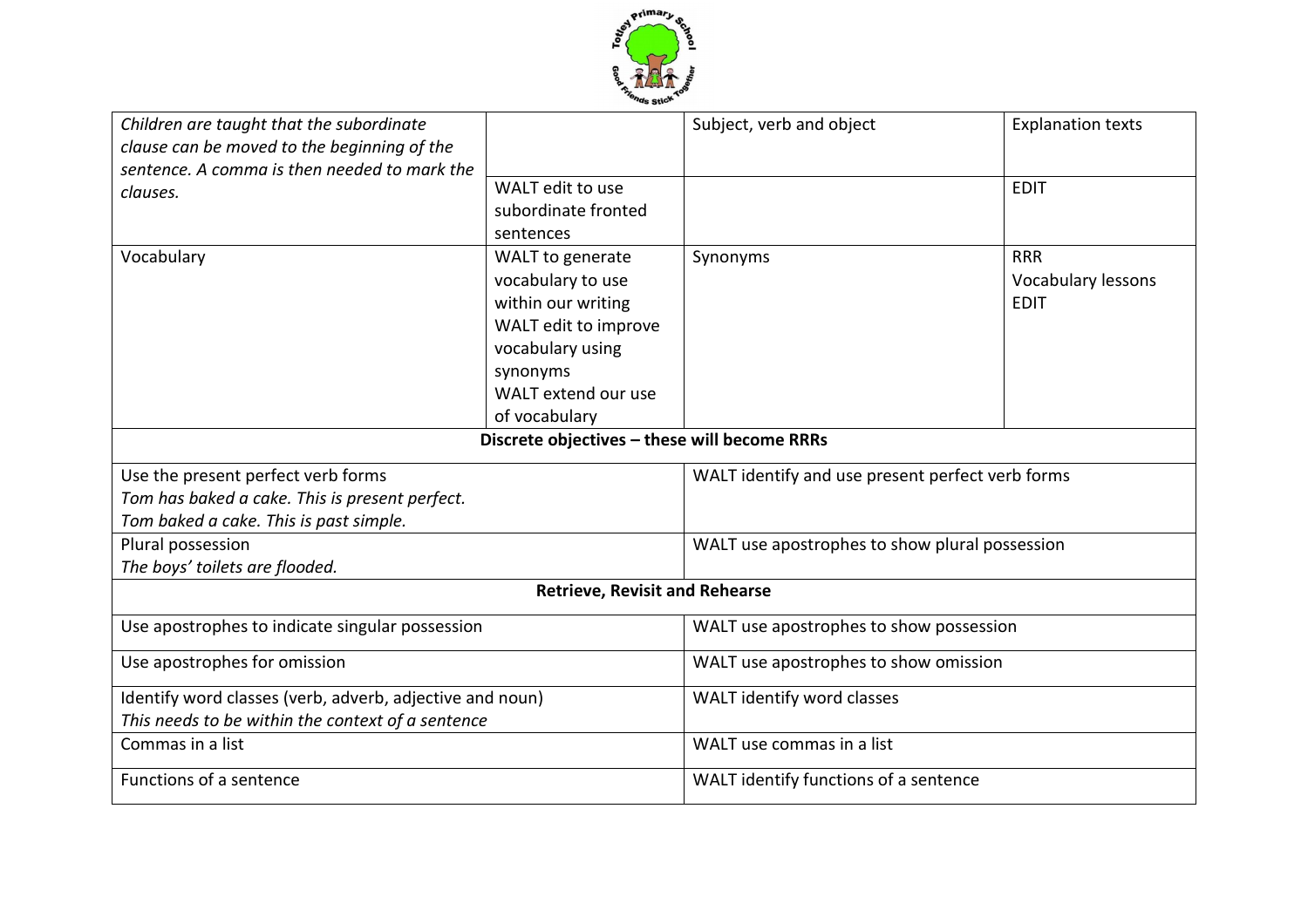| | | | |
|---|---|---|---|
| *Children are taught that the subordinate clause can be moved to the beginning of the sentence. A comma is then needed to mark the clauses.* | | Subject, verb and object | Explanation texts |
| | WALT edit to use subordinate fronted sentences | | EDIT |
| Vocabulary | WALT to generate vocabulary to use within our writing<br>WALT edit to improve vocabulary using synonyms<br>WALT extend our use of vocabulary | Synonyms | RRR<br>Vocabulary lessons<br>EDIT |

| **Discrete objectives – these will become RRRs** | |
|---|---|
| Use the present perfect verb forms<br>*Tom has baked a cake. This is present perfect.*<br>*Tom baked a cake. This is past simple.* | WALT identify and use present perfect verb forms |
| Plural possession<br>*The boys' toilets are flooded.* | WALT use apostrophes to show plural possession |
| **Retrieve, Revisit and Rehearse** | |
| Use apostrophes to indicate singular possession | WALT use apostrophes to show possession |
| Use apostrophes for omission | WALT use apostrophes to show omission |
| Identify word classes (verb, adverb, adjective and noun)<br>*This needs to be within the context of a sentence* | WALT identify word classes |
| Commas in a list | WALT use commas in a list |
| Functions of a sentence | WALT identify functions of a sentence |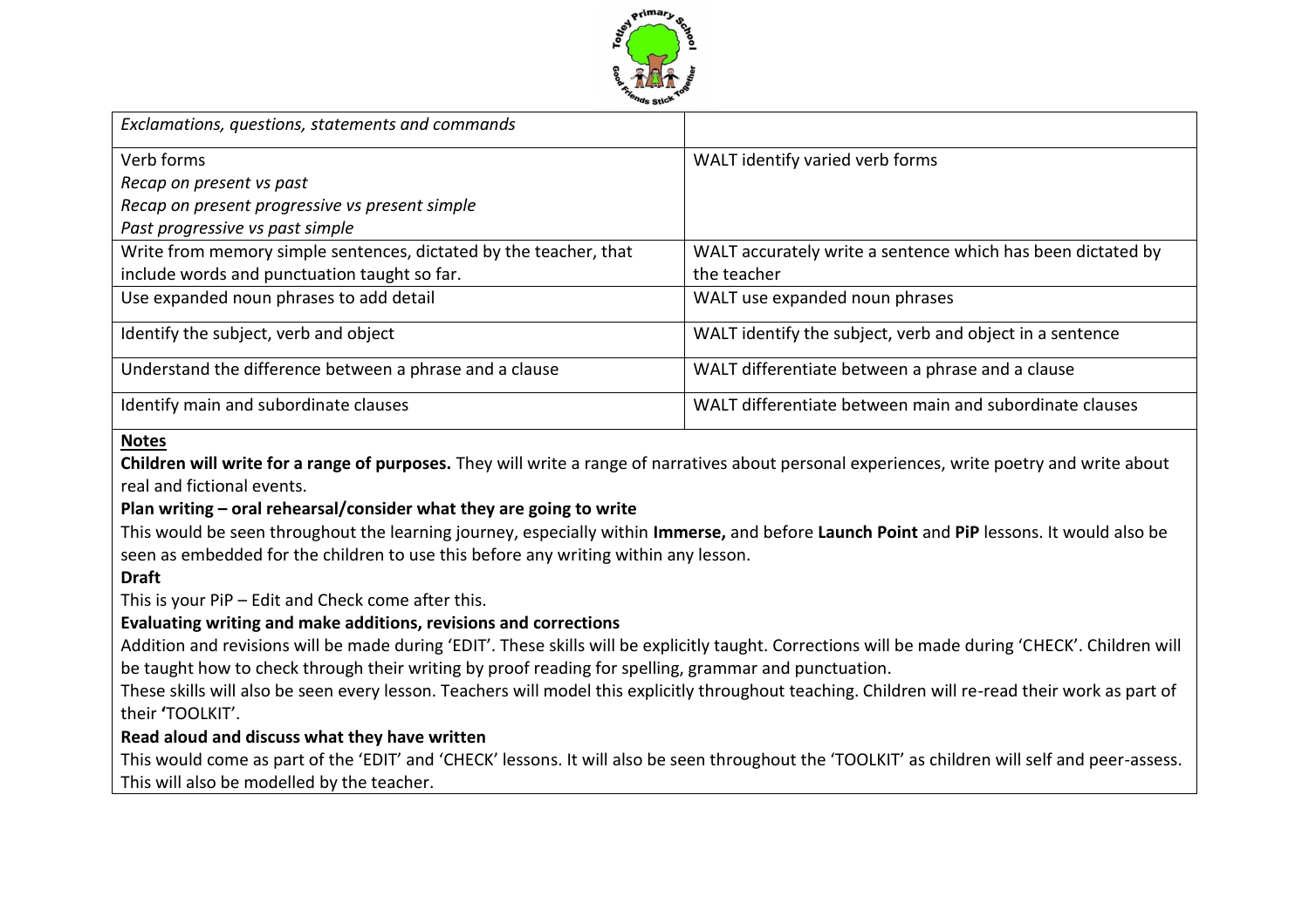| | |
|---|---|
| *Exclamations, questions, statements and commands* | |
| Verb forms<br>*Recap on present vs past*<br>*Recap on present progressive vs present simple*<br>*Past progressive vs past simple* | WALT identify varied verb forms |
| Write from memory simple sentences, dictated by the teacher, that include words and punctuation taught so far. | WALT accurately write a sentence which has been dictated by the teacher |
| Use expanded noun phrases to add detail | WALT use expanded noun phrases |
| Identify the subject, verb and object | WALT identify the subject, verb and object in a sentence |
| Understand the difference between a phrase and a clause | WALT differentiate between a phrase and a clause |
| Identify main and subordinate clauses | WALT differentiate between main and subordinate clauses |

**Notes**

**Children will write for a range of purposes.** They will write a range of narratives about personal experiences, write poetry and write about real and fictional events.

**Plan writing – oral rehearsal/consider what they are going to write**

This would be seen throughout the learning journey, especially within **Immerse,** and before **Launch Point** and **PiP** lessons. It would also be seen as embedded for the children to use this before any writing within any lesson.

**Draft**

This is your PiP – Edit and Check come after this.

**Evaluating writing and make additions, revisions and corrections**

Addition and revisions will be made during 'EDIT'. These skills will be explicitly taught. Corrections will be made during 'CHECK'. Children will be taught how to check through their writing by proof reading for spelling, grammar and punctuation.

These skills will also be seen every lesson. Teachers will model this explicitly throughout teaching. Children will re-read their work as part of their **'**TOOLKIT'.

**Read aloud and discuss what they have written**

This would come as part of the 'EDIT' and 'CHECK' lessons. It will also be seen throughout the 'TOOLKIT' as children will self and peer-assess. This will also be modelled by the teacher.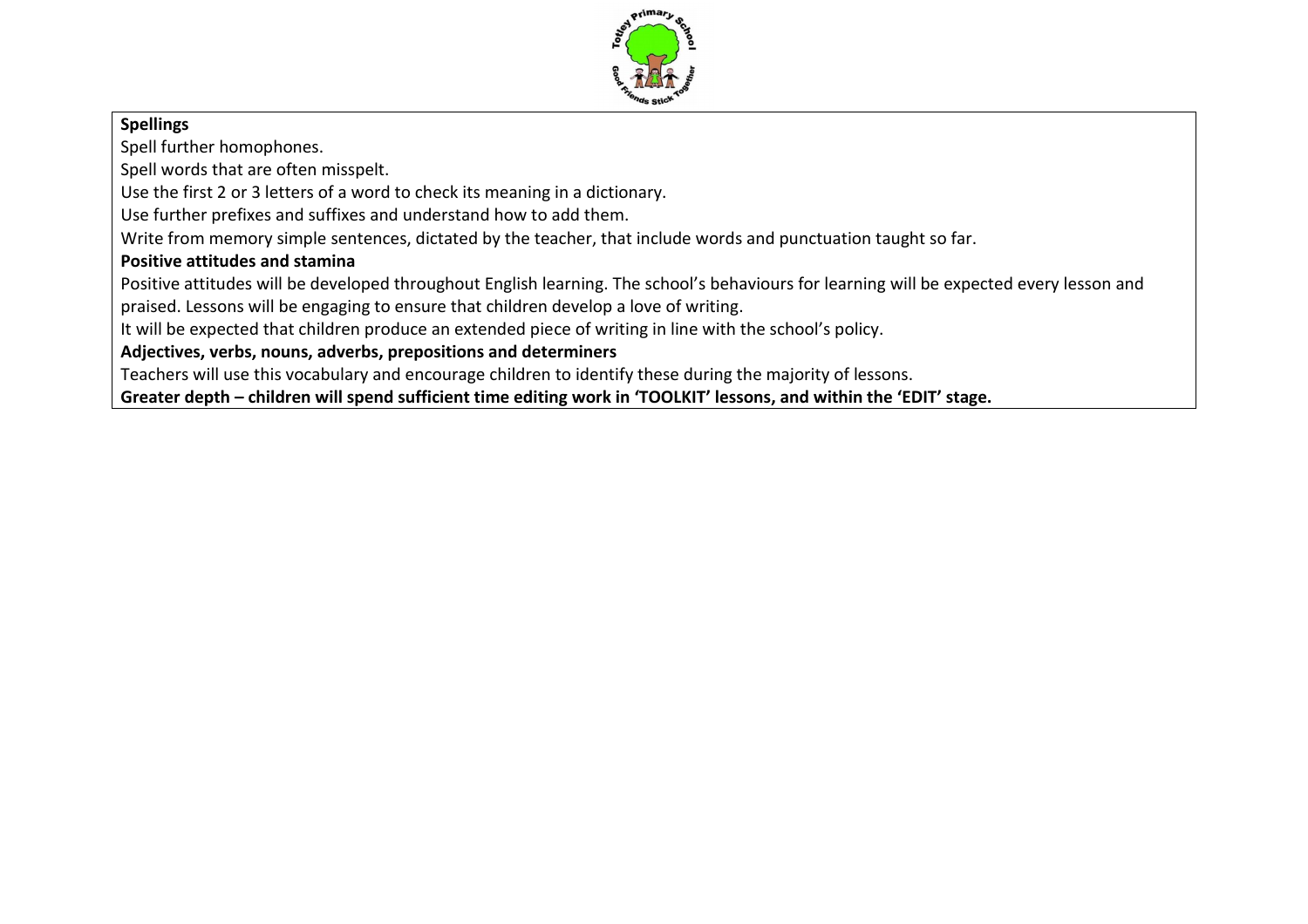**Spellings**

Spell further homophones.

Spell words that are often misspelt.

Use the first 2 or 3 letters of a word to check its meaning in a dictionary.

Use further prefixes and suffixes and understand how to add them.

Write from memory simple sentences, dictated by the teacher, that include words and punctuation taught so far.

**Positive attitudes and stamina**

Positive attitudes will be developed throughout English learning. The school's behaviours for learning will be expected every lesson and praised. Lessons will be engaging to ensure that children develop a love of writing.

It will be expected that children produce an extended piece of writing in line with the school's policy.

**Adjectives, verbs, nouns, adverbs, prepositions and determiners**

Teachers will use this vocabulary and encourage children to identify these during the majority of lessons.

**Greater depth – children will spend sufficient time editing work in 'TOOLKIT' lessons, and within the 'EDIT' stage.**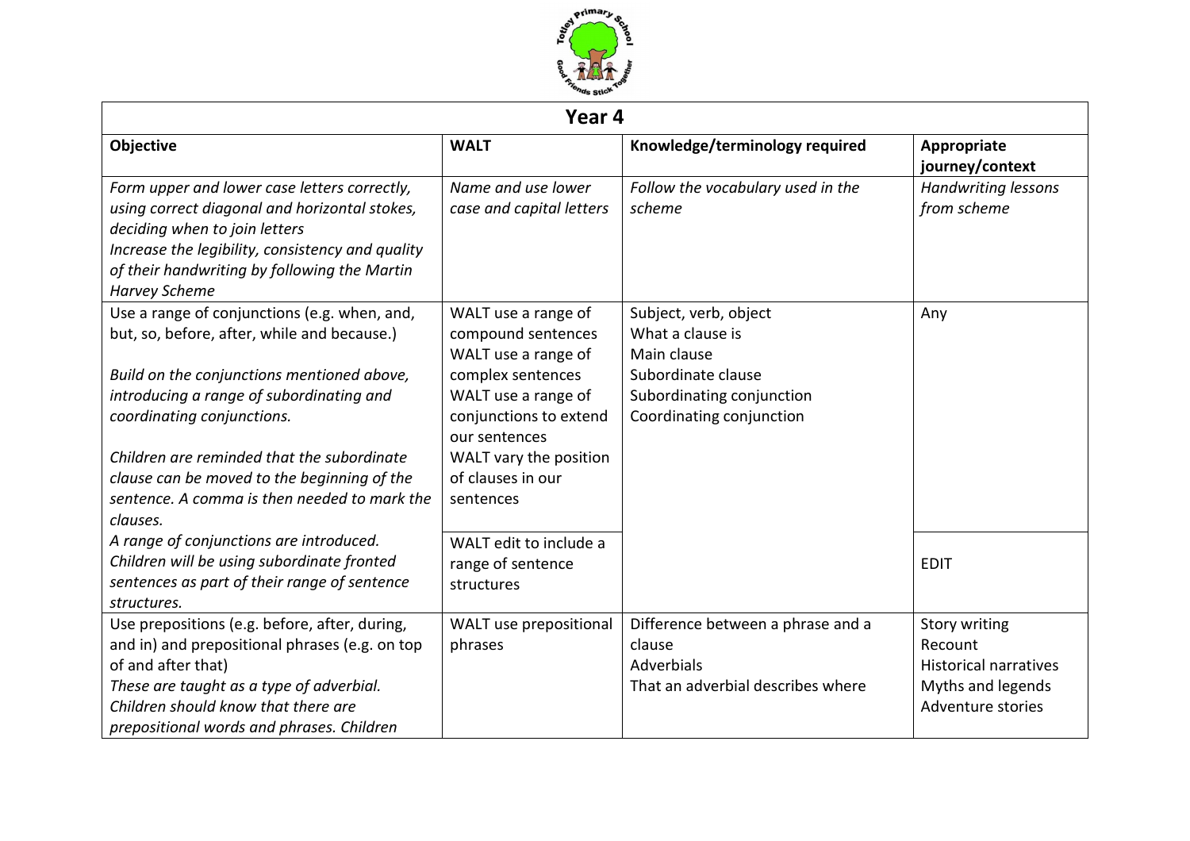| Year 4 | | | |
|---|---|---|---|
| **Objective** | **WALT** | **Knowledge/terminology required** | **Appropriate journey/context** |
| *Form upper and lower case letters correctly, using correct diagonal and horizontal stokes, deciding when to join letters*<br>*Increase the legibility, consistency and quality of their handwriting by following the Martin Harvey Scheme* | *Name and use lower case and capital letters* | *Follow the vocabulary used in the scheme* | *Handwriting lessons from scheme* |
| Use a range of conjunctions (e.g. when, and, but, so, before, after, while and because.)<br><br>*Build on the conjunctions mentioned above, introducing a range of subordinating and coordinating conjunctions.*<br><br>*Children are reminded that the subordinate clause can be moved to the beginning of the sentence. A comma is then needed to mark the clauses.* | WALT use a range of compound sentences<br>WALT use a range of complex sentences<br>WALT use a range of conjunctions to extend our sentences<br>WALT vary the position of clauses in our sentences | Subject, verb, object<br>What a clause is<br>Main clause<br>Subordinate clause<br>Subordinating conjunction<br>Coordinating conjunction | Any |
| *A range of conjunctions are introduced. Children will be using subordinate fronted sentences as part of their range of sentence structures.* | WALT edit to include a range of sentence structures | | EDIT |
| Use prepositions (e.g. before, after, during, and in) and prepositional phrases (e.g. on top of and after that)<br>*These are taught as a type of adverbial. Children should know that there are prepositional words and phrases. Children* | WALT use prepositional phrases | Difference between a phrase and a clause<br>Adverbials<br>That an adverbial describes where | Story writing<br>Recount<br>Historical narratives<br>Myths and legends<br>Adventure stories |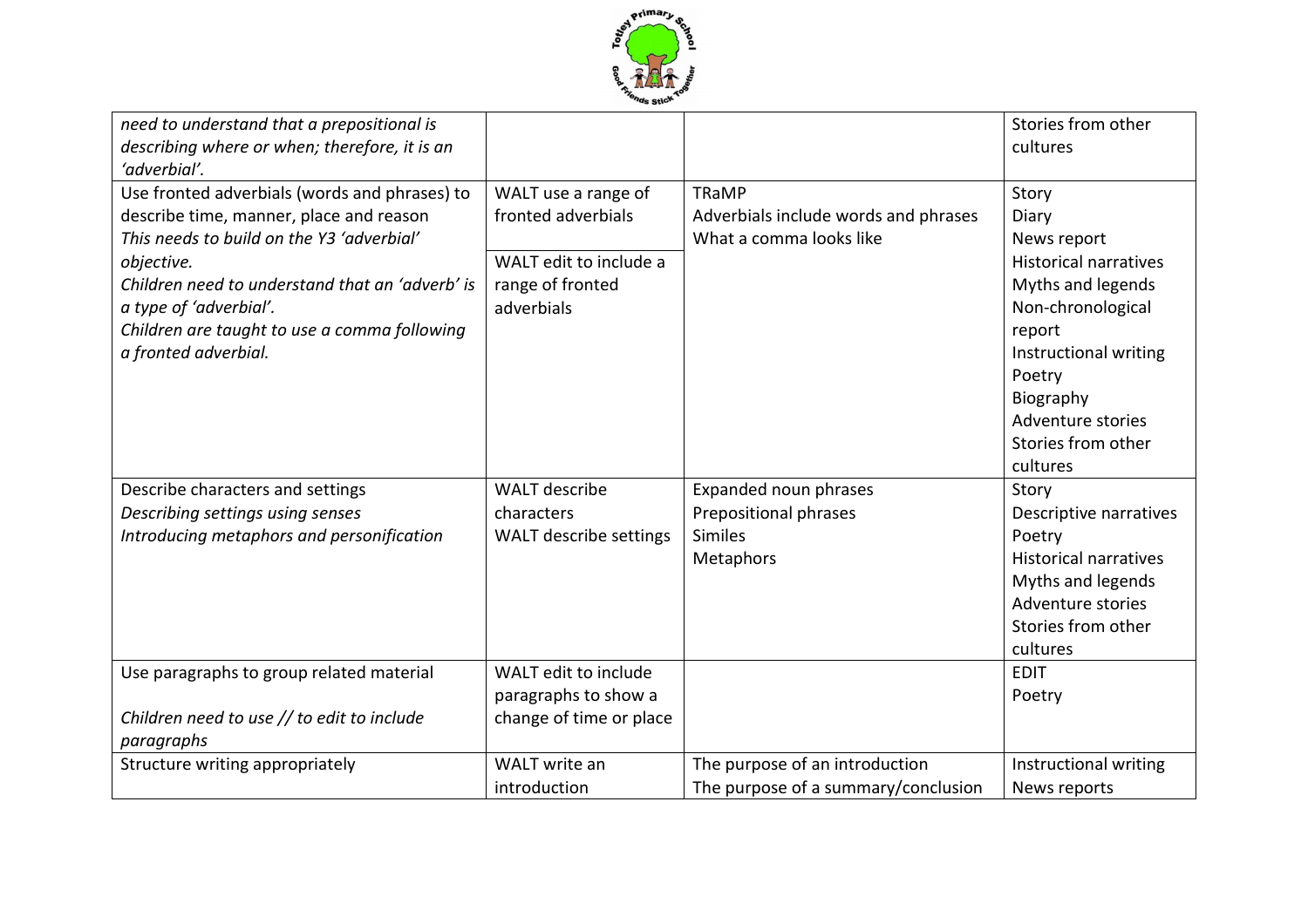| | | | |
|---|---|---|---|
| *need to understand that a prepositional is describing where or when; therefore, it is an 'adverbial'.* | | | Stories from other cultures |
| Use fronted adverbials (words and phrases) to describe time, manner, place and reason<br>*This needs to build on the Y3 'adverbial' objective.*<br>*Children need to understand that an 'adverb' is a type of 'adverbial'.*<br>*Children are taught to use a comma following a fronted adverbial.* | WALT use a range of fronted adverbials<br><br>WALT edit to include a range of fronted adverbials | TRaMP<br>Adverbials include words and phrases<br>What a comma looks like | Story<br>Diary<br>News report<br>Historical narratives<br>Myths and legends<br>Non-chronological report<br>Instructional writing<br>Poetry<br>Biography<br>Adventure stories<br>Stories from other cultures |
| Describe characters and settings<br>*Describing settings using senses*<br>*Introducing metaphors and personification* | WALT describe characters<br>WALT describe settings | Expanded noun phrases<br>Prepositional phrases<br>Similes<br>Metaphors | Story<br>Descriptive narratives<br>Poetry<br>Historical narratives<br>Myths and legends<br>Adventure stories<br>Stories from other cultures |
| Use paragraphs to group related material<br><br>*Children need to use // to edit to include paragraphs* | WALT edit to include paragraphs to show a change of time or place | | EDIT<br>Poetry |
| Structure writing appropriately | WALT write an introduction | The purpose of an introduction<br>The purpose of a summary/conclusion | Instructional writing<br>News reports |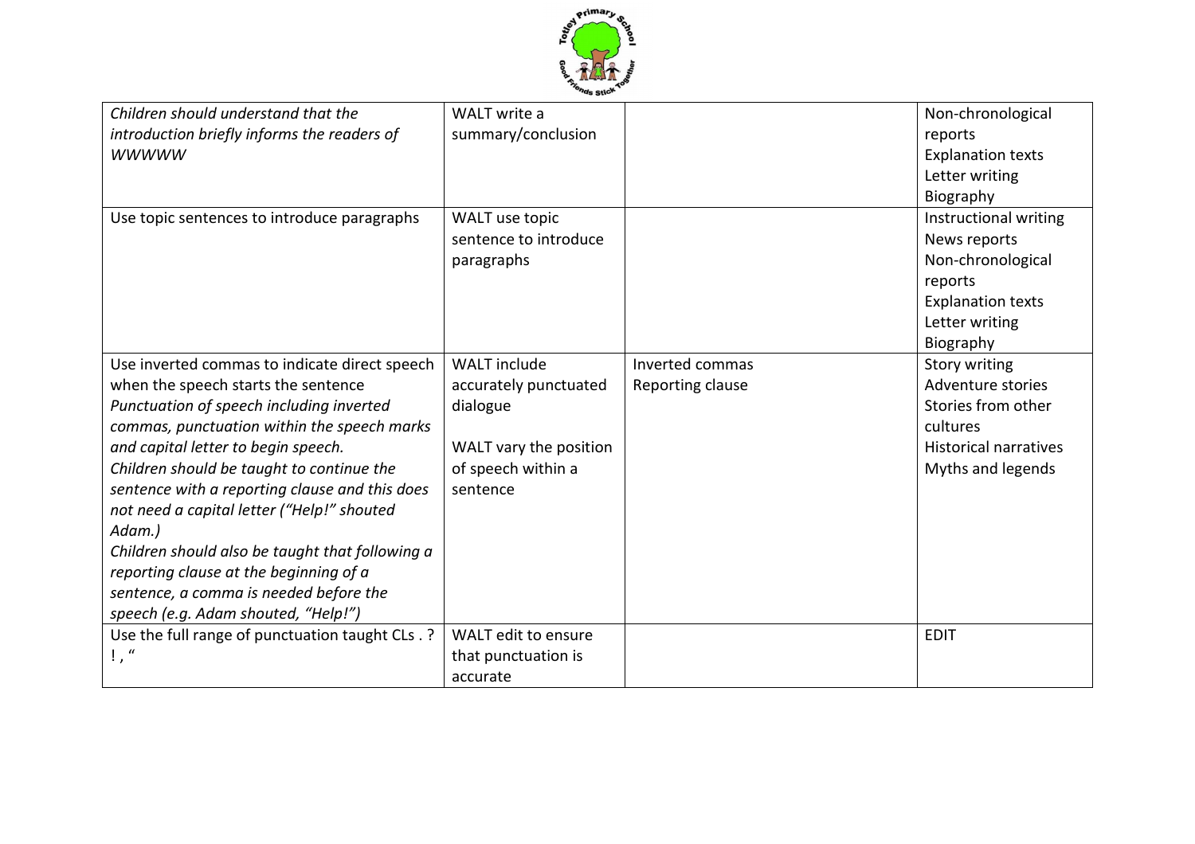| | | | |
|---|---|---|---|
| *Children should understand that the introduction briefly informs the readers of WWWWW* | WALT write a summary/conclusion | | Non-chronological reports<br>Explanation texts<br>Letter writing<br>Biography |
| Use topic sentences to introduce paragraphs | WALT use topic sentence to introduce paragraphs | | Instructional writing<br>News reports<br>Non-chronological reports<br>Explanation texts<br>Letter writing<br>Biography |
| Use inverted commas to indicate direct speech when the speech starts the sentence<br>*Punctuation of speech including inverted commas, punctuation within the speech marks and capital letter to begin speech.*<br>*Children should be taught to continue the sentence with a reporting clause and this does not need a capital letter ("Help!" shouted Adam.)*<br>*Children should also be taught that following a reporting clause at the beginning of a sentence, a comma is needed before the speech (e.g. Adam shouted, "Help!")* | WALT include accurately punctuated dialogue<br><br>WALT vary the position of speech within a sentence | Inverted commas<br>Reporting clause | Story writing<br>Adventure stories<br>Stories from other cultures<br>Historical narratives<br>Myths and legends |
| Use the full range of punctuation taught CLs . ? ! , " | WALT edit to ensure that punctuation is accurate | | EDIT |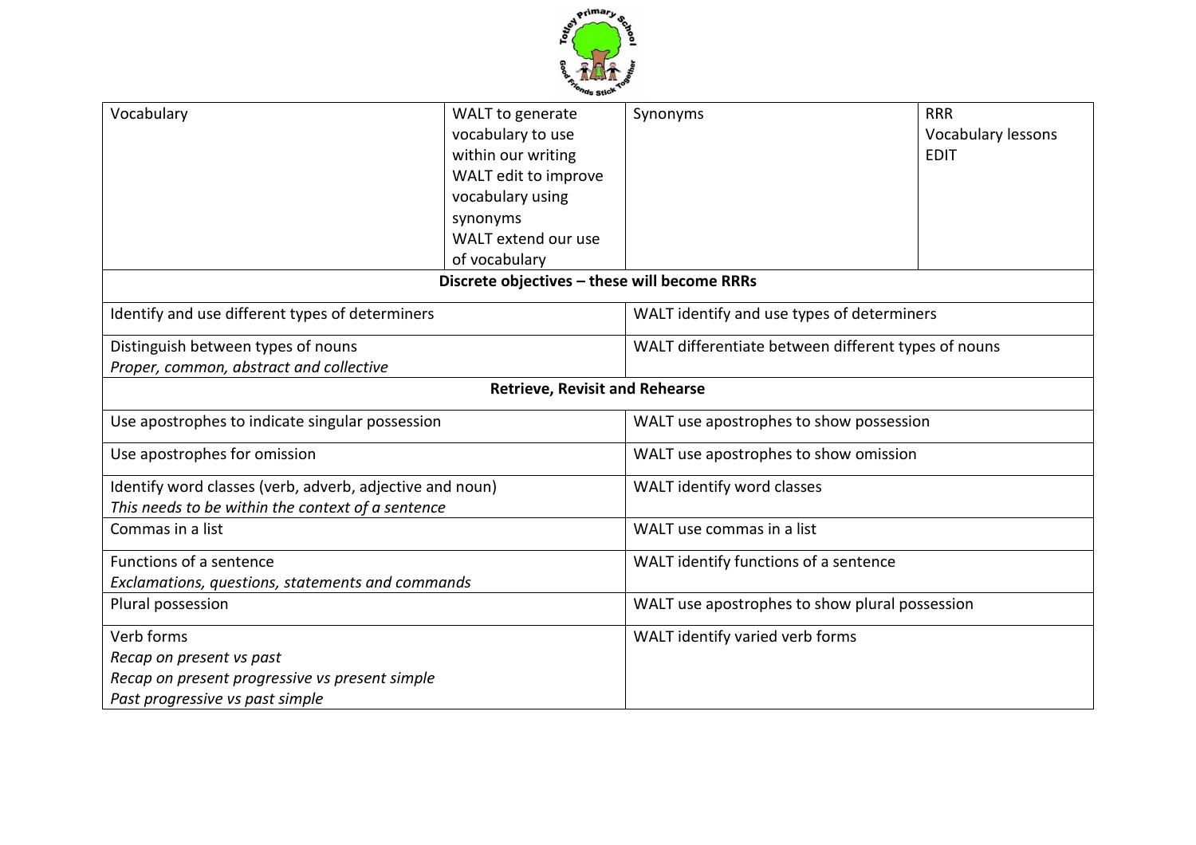| Vocabulary | WALT to generate vocabulary to use within our writing<br>WALT edit to improve vocabulary using synonyms<br>WALT extend our use of vocabulary | Synonyms | RRR<br>Vocabulary lessons<br>EDIT |
|---|---|---|---|
| **Discrete objectives – these will become RRRs** | | | |
| Identify and use different types of determiners | | WALT identify and use types of determiners | |
| Distinguish between types of nouns<br>*Proper, common, abstract and collective* | | WALT differentiate between different types of nouns | |
| **Retrieve, Revisit and Rehearse** | | | |
| Use apostrophes to indicate singular possession | | WALT use apostrophes to show possession | |
| Use apostrophes for omission | | WALT use apostrophes to show omission | |
| Identify word classes (verb, adverb, adjective and noun)<br>*This needs to be within the context of a sentence* | | WALT identify word classes | |
| Commas in a list | | WALT use commas in a list | |
| Functions of a sentence<br>*Exclamations, questions, statements and commands* | | WALT identify functions of a sentence | |
| Plural possession | | WALT use apostrophes to show plural possession | |
| Verb forms<br>*Recap on present vs past*<br>*Recap on present progressive vs present simple*<br>*Past progressive vs past simple* | | WALT identify varied verb forms | |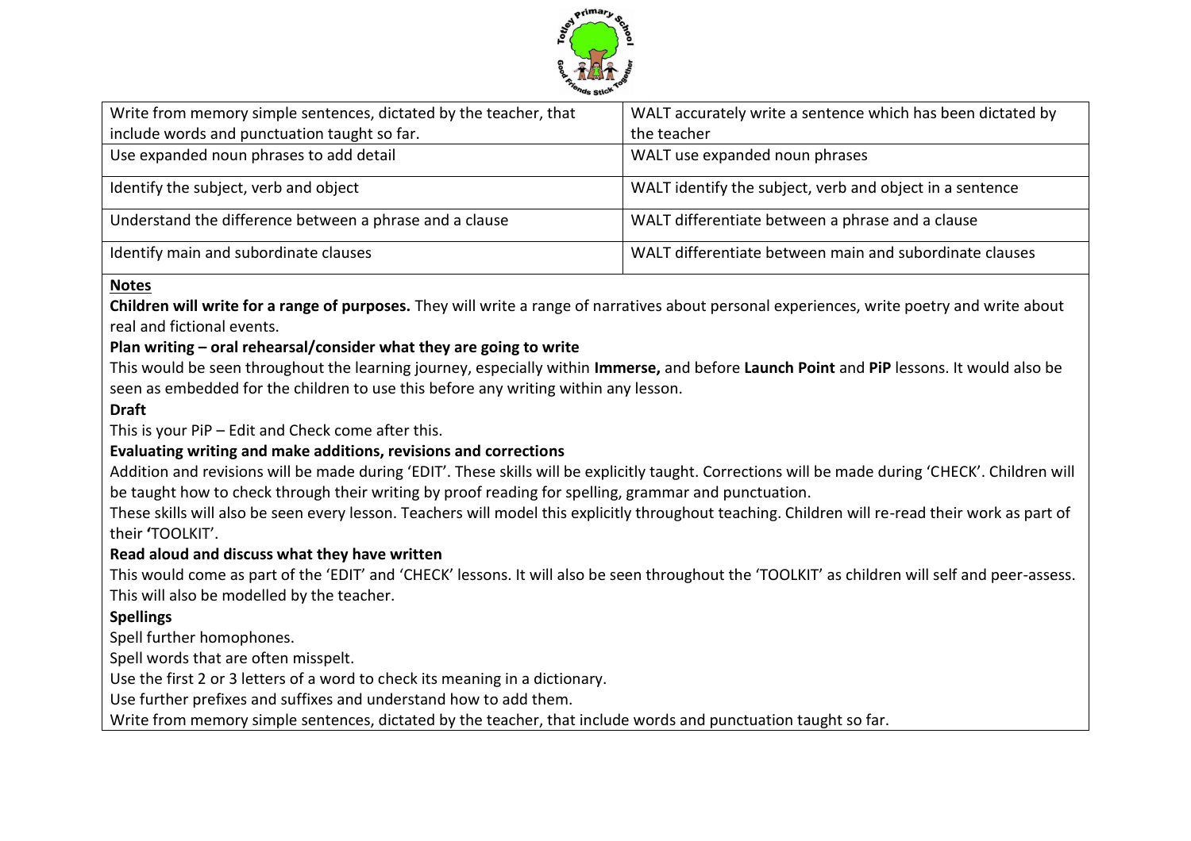| Write from memory simple sentences, dictated by the teacher, that include words and punctuation taught so far. | WALT accurately write a sentence which has been dictated by the teacher |
|---|---|
| Use expanded noun phrases to add detail | WALT use expanded noun phrases |
| Identify the subject, verb and object | WALT identify the subject, verb and object in a sentence |
| Understand the difference between a phrase and a clause | WALT differentiate between a phrase and a clause |
| Identify main and subordinate clauses | WALT differentiate between main and subordinate clauses |

**Notes**

**Children will write for a range of purposes.** They will write a range of narratives about personal experiences, write poetry and write about real and fictional events.

**Plan writing – oral rehearsal/consider what they are going to write**

This would be seen throughout the learning journey, especially within **Immerse,** and before **Launch Point** and **PiP** lessons. It would also be seen as embedded for the children to use this before any writing within any lesson.

**Draft**

This is your PiP – Edit and Check come after this.

**Evaluating writing and make additions, revisions and corrections**

Addition and revisions will be made during 'EDIT'. These skills will be explicitly taught. Corrections will be made during 'CHECK'. Children will be taught how to check through their writing by proof reading for spelling, grammar and punctuation.

These skills will also be seen every lesson. Teachers will model this explicitly throughout teaching. Children will re-read their work as part of their **'**TOOLKIT'.

**Read aloud and discuss what they have written**

This would come as part of the 'EDIT' and 'CHECK' lessons. It will also be seen throughout the 'TOOLKIT' as children will self and peer-assess. This will also be modelled by the teacher.

**Spellings**

Spell further homophones.

Spell words that are often misspelt.

Use the first 2 or 3 letters of a word to check its meaning in a dictionary.

Use further prefixes and suffixes and understand how to add them.

Write from memory simple sentences, dictated by the teacher, that include words and punctuation taught so far.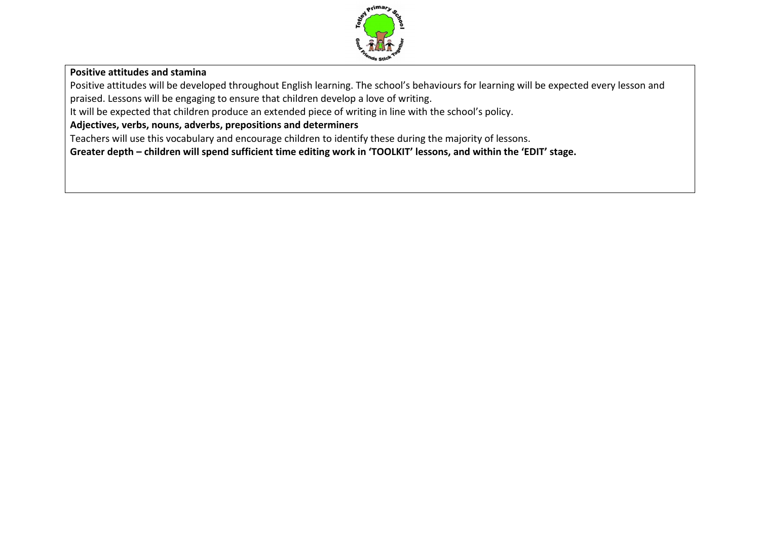**Positive attitudes and stamina**

Positive attitudes will be developed throughout English learning. The school's behaviours for learning will be expected every lesson and praised. Lessons will be engaging to ensure that children develop a love of writing.

It will be expected that children produce an extended piece of writing in line with the school's policy.

**Adjectives, verbs, nouns, adverbs, prepositions and determiners**

Teachers will use this vocabulary and encourage children to identify these during the majority of lessons.

**Greater depth – children will spend sufficient time editing work in 'TOOLKIT' lessons, and within the 'EDIT' stage.**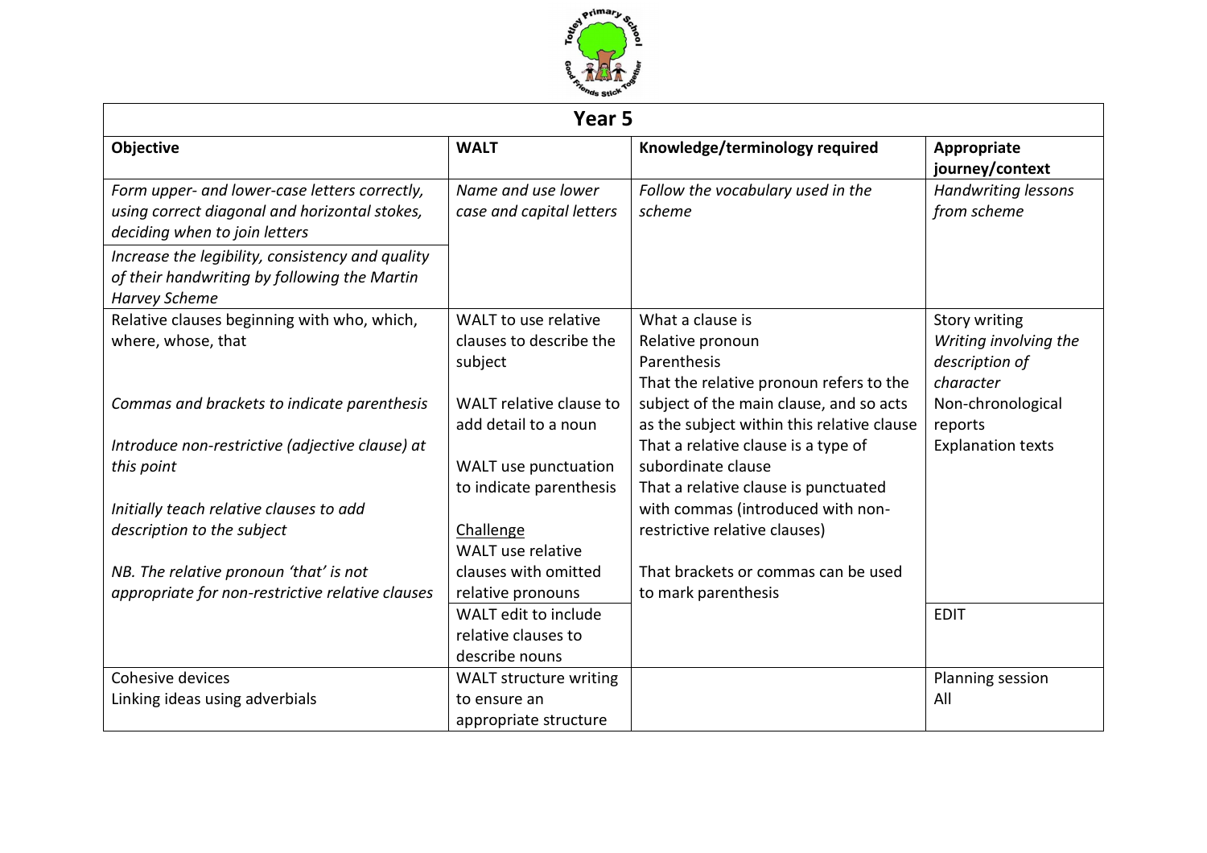| Year 5 | | | |
|---|---|---|---|
| **Objective** | **WALT** | **Knowledge/terminology required** | **Appropriate journey/context** |
| *Form upper- and lower-case letters correctly, using correct diagonal and horizontal stokes, deciding when to join letters*<br><br>*Increase the legibility, consistency and quality of their handwriting by following the Martin Harvey Scheme* | *Name and use lower case and capital letters* | *Follow the vocabulary used in the scheme* | *Handwriting lessons from scheme* |
| Relative clauses beginning with who, which, where, whose, that<br><br>*Commas and brackets to indicate parenthesis*<br><br>*Introduce non-restrictive (adjective clause) at this point*<br><br>*Initially teach relative clauses to add description to the subject*<br><br>*NB. The relative pronoun 'that' is not appropriate for non-restrictive relative clauses* | WALT to use relative clauses to describe the subject<br><br>WALT relative clause to add detail to a noun<br><br>WALT use punctuation to indicate parenthesis<br><br>Challenge<br>WALT use relative clauses with omitted relative pronouns | What a clause is<br>Relative pronoun<br>Parenthesis<br>That the relative pronoun refers to the subject of the main clause, and so acts as the subject within this relative clause<br>That a relative clause is a type of subordinate clause<br>That a relative clause is punctuated with commas (introduced with non-restrictive relative clauses)<br><br>That brackets or commas can be used to mark parenthesis | Story writing<br>*Writing involving the description of character*<br>Non-chronological reports<br>Explanation texts |
| | WALT edit to include relative clauses to describe nouns | | EDIT |
| Cohesive devices<br>Linking ideas using adverbials | WALT structure writing to ensure an appropriate structure | | Planning session<br>All |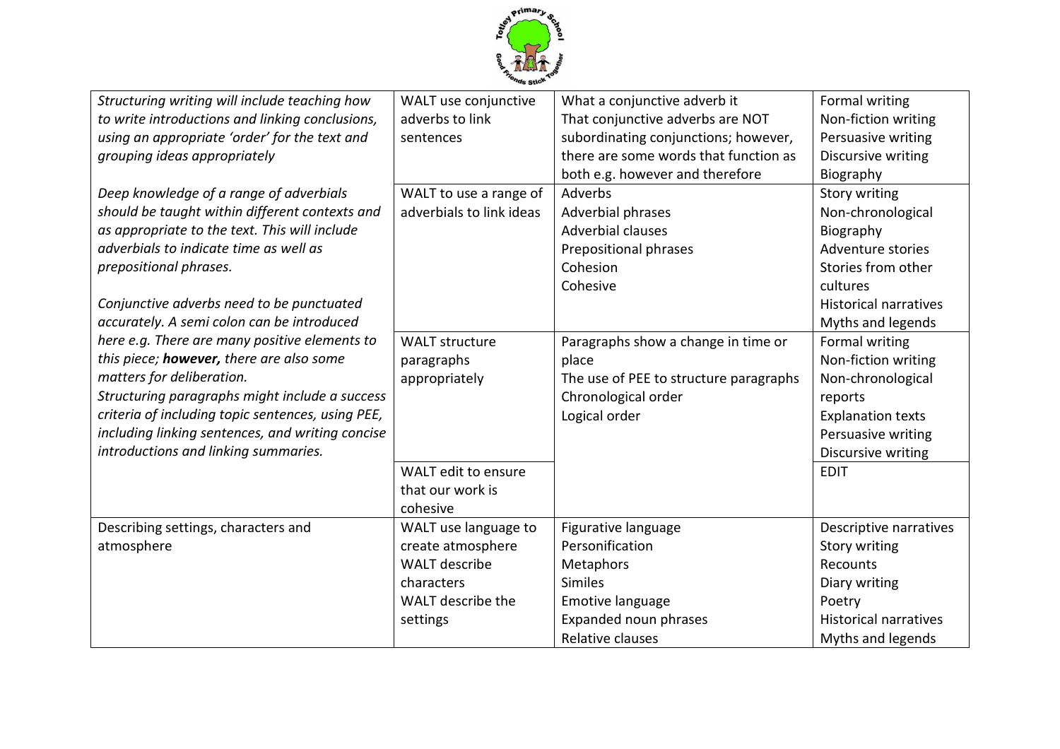| | | | |
|---|---|---|---|
| *Structuring writing will include teaching how to write introductions and linking conclusions, using an appropriate 'order' for the text and grouping ideas appropriately* | WALT use conjunctive adverbs to link sentences | What a conjunctive adverb it<br>That conjunctive adverbs are NOT subordinating conjunctions; however, there are some words that function as both e.g. however and therefore | Formal writing<br>Non-fiction writing<br>Persuasive writing<br>Discursive writing<br>Biography |
| *Deep knowledge of a range of adverbials should be taught within different contexts and as appropriate to the text. This will include adverbials to indicate time as well as prepositional phrases.*<br><br>*Conjunctive adverbs need to be punctuated accurately. A semi colon can be introduced here e.g. There are many positive elements to this piece; **however,** there are also some matters for deliberation.*<br>*Structuring paragraphs might include a success criteria of including topic sentences, using PEE, including linking sentences, and writing concise introductions and linking summaries.* | WALT to use a range of adverbials to link ideas | Adverbs<br>Adverbial phrases<br>Adverbial clauses<br>Prepositional phrases<br>Cohesion<br>Cohesive | Story writing<br>Non-chronological<br>Biography<br>Adventure stories<br>Stories from other cultures<br>Historical narratives<br>Myths and legends |
| | WALT structure paragraphs appropriately | Paragraphs show a change in time or place<br>The use of PEE to structure paragraphs<br>Chronological order<br>Logical order | Formal writing<br>Non-fiction writing<br>Non-chronological reports<br>Explanation texts<br>Persuasive writing<br>Discursive writing |
| | WALT edit to ensure that our work is cohesive | | EDIT |
| Describing settings, characters and atmosphere | WALT use language to create atmosphere<br>WALT describe characters<br>WALT describe the settings | Figurative language<br>Personification<br>Metaphors<br>Similes<br>Emotive language<br>Expanded noun phrases<br>Relative clauses | Descriptive narratives<br>Story writing<br>Recounts<br>Diary writing<br>Poetry<br>Historical narratives<br>Myths and legends |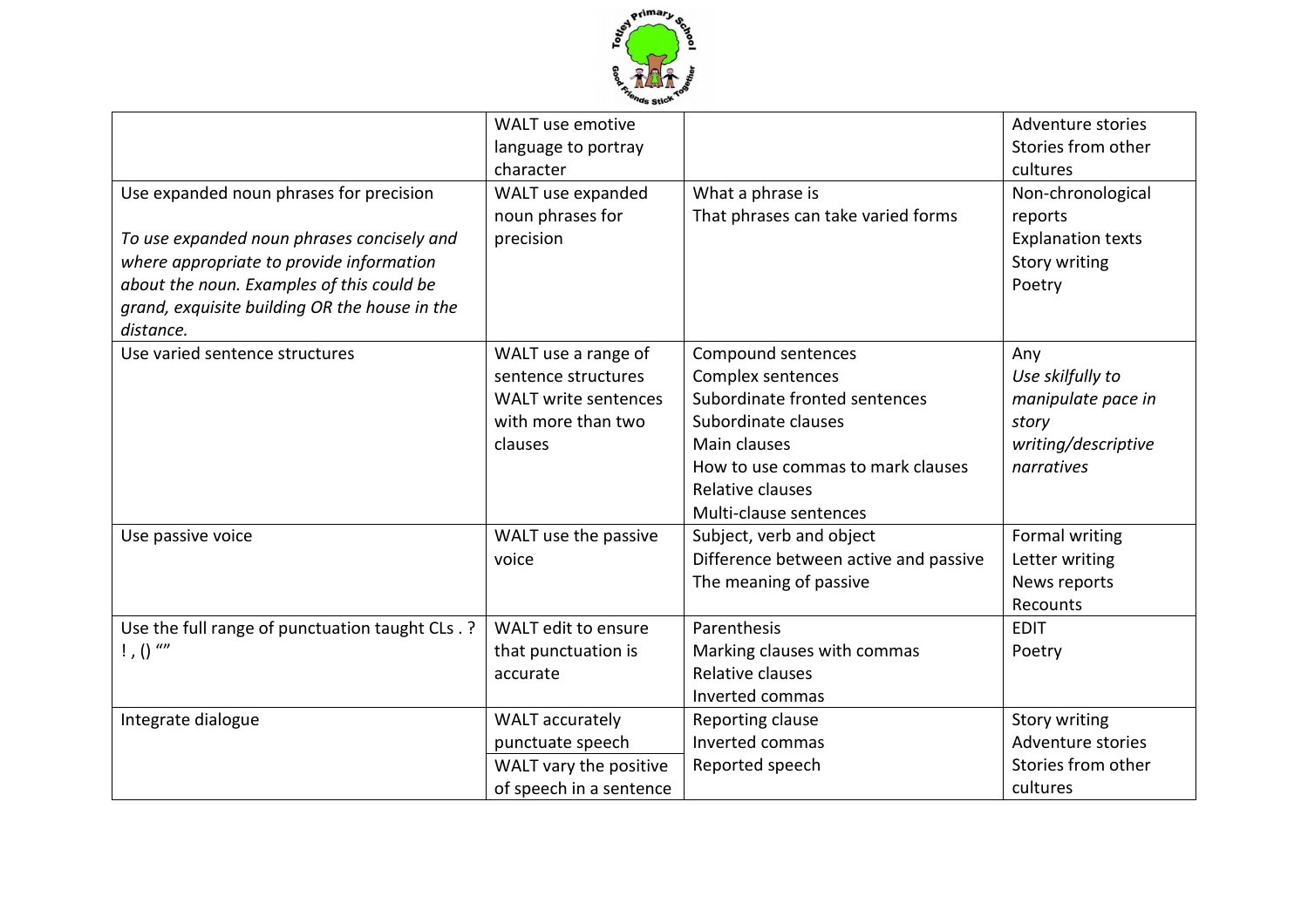| | | | |
|---|---|---|---|
| | WALT use emotive language to portray character | | Adventure stories<br>Stories from other cultures |
| Use expanded noun phrases for precision<br><br>*To use expanded noun phrases concisely and where appropriate to provide information about the noun. Examples of this could be grand, exquisite building OR the house in the distance.* | WALT use expanded noun phrases for precision | What a phrase is<br>That phrases can take varied forms | Non-chronological reports<br>Explanation texts<br>Story writing<br>Poetry |
| Use varied sentence structures | WALT use a range of sentence structures<br>WALT write sentences with more than two clauses | Compound sentences<br>Complex sentences<br>Subordinate fronted sentences<br>Subordinate clauses<br>Main clauses<br>How to use commas to mark clauses<br>Relative clauses<br>Multi-clause sentences | Any<br>*Use skilfully to manipulate pace in story writing/descriptive narratives* |
| Use passive voice | WALT use the passive voice | Subject, verb and object<br>Difference between active and passive<br>The meaning of passive | Formal writing<br>Letter writing<br>News reports<br>Recounts |
| Use the full range of punctuation taught CLs . ? ! , () “” | WALT edit to ensure that punctuation is accurate | Parenthesis<br>Marking clauses with commas<br>Relative clauses<br>Inverted commas | EDIT<br>Poetry |
| Integrate dialogue | WALT accurately punctuate speech<br>WALT vary the positive of speech in a sentence | Reporting clause<br>Inverted commas<br>Reported speech | Story writing<br>Adventure stories<br>Stories from other cultures |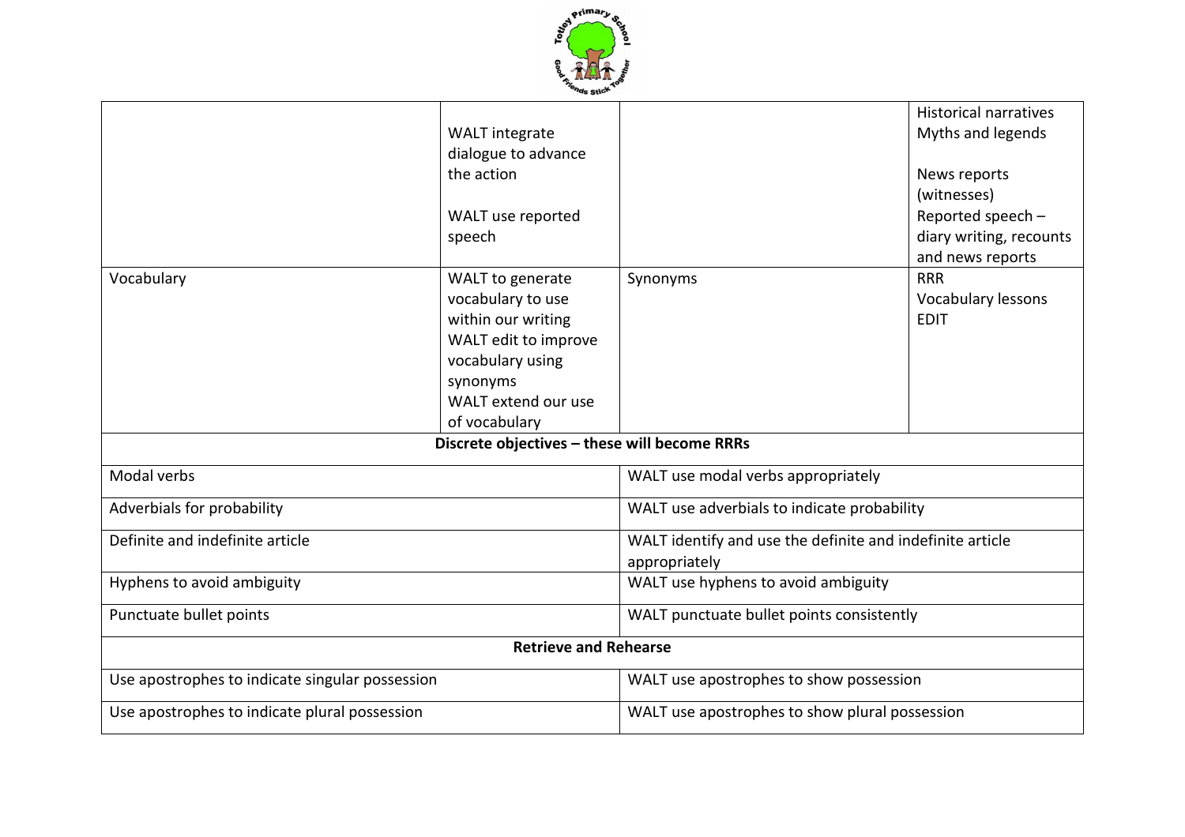| | | | |
|---|---|---|---|
| | WALT integrate dialogue to advance the action<br><br>WALT use reported speech | | Historical narratives<br>Myths and legends<br><br>News reports (witnesses)<br>Reported speech – diary writing, recounts and news reports |
| Vocabulary | WALT to generate vocabulary to use within our writing<br>WALT edit to improve vocabulary using synonyms<br>WALT extend our use of vocabulary | Synonyms | RRR<br>Vocabulary lessons<br>EDIT |
| **Discrete objectives – these will become RRRs** | | | |
| Modal verbs | | WALT use modal verbs appropriately | |
| Adverbials for probability | | WALT use adverbials to indicate probability | |
| Definite and indefinite article | | WALT identify and use the definite and indefinite article appropriately | |
| Hyphens to avoid ambiguity | | WALT use hyphens to avoid ambiguity | |
| Punctuate bullet points | | WALT punctuate bullet points consistently | |
| **Retrieve and Rehearse** | | | |
| Use apostrophes to indicate singular possession | | WALT use apostrophes to show possession | |
| Use apostrophes to indicate plural possession | | WALT use apostrophes to show plural possession | |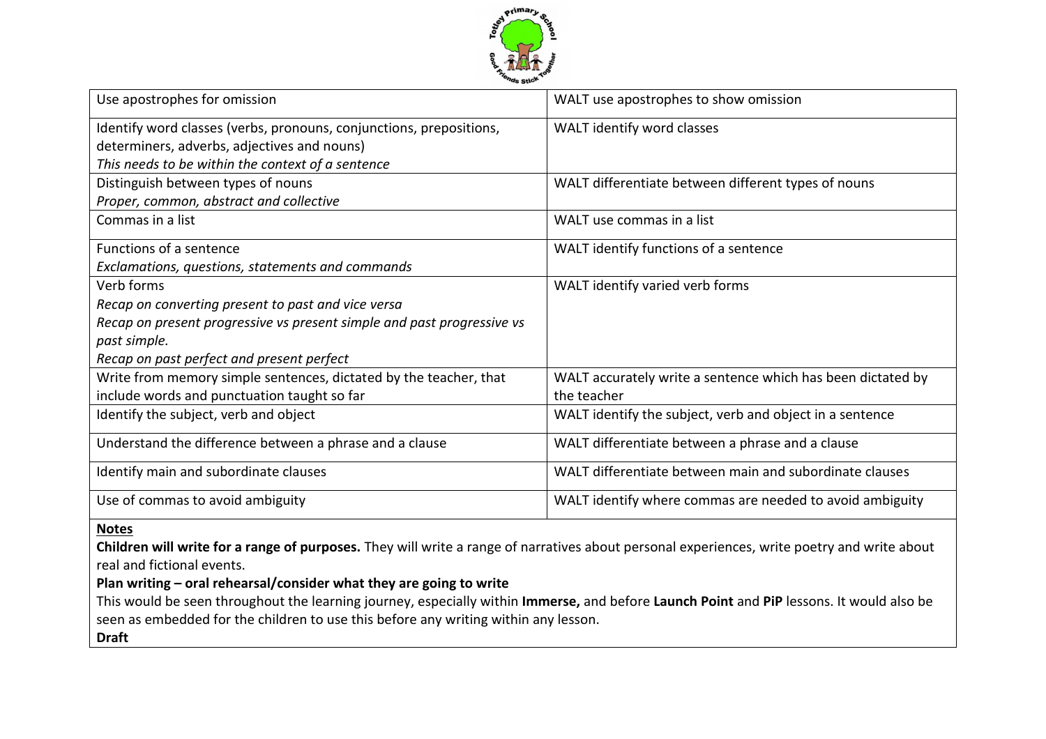| Use apostrophes for omission | WALT use apostrophes to show omission |
|---|---|
| Identify word classes (verbs, pronouns, conjunctions, prepositions, determiners, adverbs, adjectives and nouns)<br>*This needs to be within the context of a sentence* | WALT identify word classes |
| Distinguish between types of nouns<br>*Proper, common, abstract and collective* | WALT differentiate between different types of nouns |
| Commas in a list | WALT use commas in a list |
| Functions of a sentence<br>*Exclamations, questions, statements and commands* | WALT identify functions of a sentence |
| Verb forms<br>*Recap on converting present to past and vice versa*<br>*Recap on present progressive vs present simple and past progressive vs past simple.*<br>*Recap on past perfect and present perfect* | WALT identify varied verb forms |
| Write from memory simple sentences, dictated by the teacher, that include words and punctuation taught so far | WALT accurately write a sentence which has been dictated by the teacher |
| Identify the subject, verb and object | WALT identify the subject, verb and object in a sentence |
| Understand the difference between a phrase and a clause | WALT differentiate between a phrase and a clause |
| Identify main and subordinate clauses | WALT differentiate between main and subordinate clauses |
| Use of commas to avoid ambiguity | WALT identify where commas are needed to avoid ambiguity |

**Notes**

**Children will write for a range of purposes.** They will write a range of narratives about personal experiences, write poetry and write about real and fictional events.

**Plan writing – oral rehearsal/consider what they are going to write**

This would be seen throughout the learning journey, especially within **Immerse,** and before **Launch Point** and **PiP** lessons. It would also be seen as embedded for the children to use this before any writing within any lesson.

**Draft**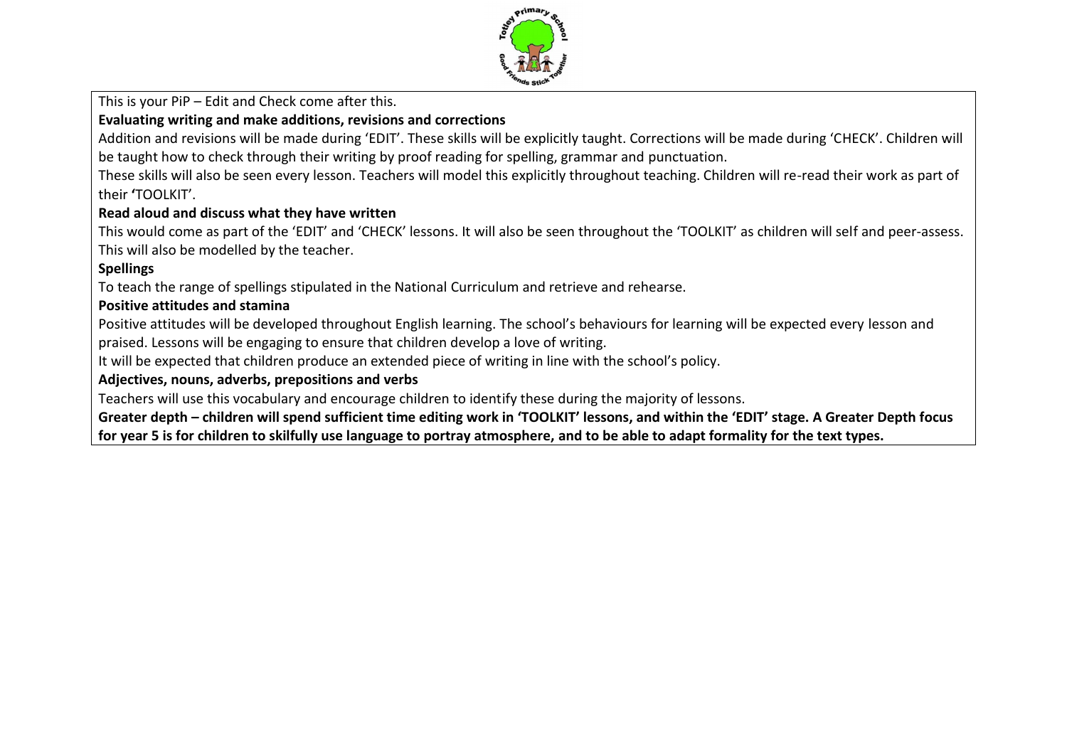This is your PiP – Edit and Check come after this.

**Evaluating writing and make additions, revisions and corrections**

Addition and revisions will be made during 'EDIT'. These skills will be explicitly taught. Corrections will be made during 'CHECK'. Children will be taught how to check through their writing by proof reading for spelling, grammar and punctuation.

These skills will also be seen every lesson. Teachers will model this explicitly throughout teaching. Children will re-read their work as part of their 'TOOLKIT'.

**Read aloud and discuss what they have written**

This would come as part of the 'EDIT' and 'CHECK' lessons. It will also be seen throughout the 'TOOLKIT' as children will self and peer-assess. This will also be modelled by the teacher.

**Spellings**

To teach the range of spellings stipulated in the National Curriculum and retrieve and rehearse.

**Positive attitudes and stamina**

Positive attitudes will be developed throughout English learning. The school's behaviours for learning will be expected every lesson and praised. Lessons will be engaging to ensure that children develop a love of writing.

It will be expected that children produce an extended piece of writing in line with the school's policy.

**Adjectives, nouns, adverbs, prepositions and verbs**

Teachers will use this vocabulary and encourage children to identify these during the majority of lessons.

**Greater depth – children will spend sufficient time editing work in 'TOOLKIT' lessons, and within the 'EDIT' stage. A Greater Depth focus for year 5 is for children to skilfully use language to portray atmosphere, and to be able to adapt formality for the text types.**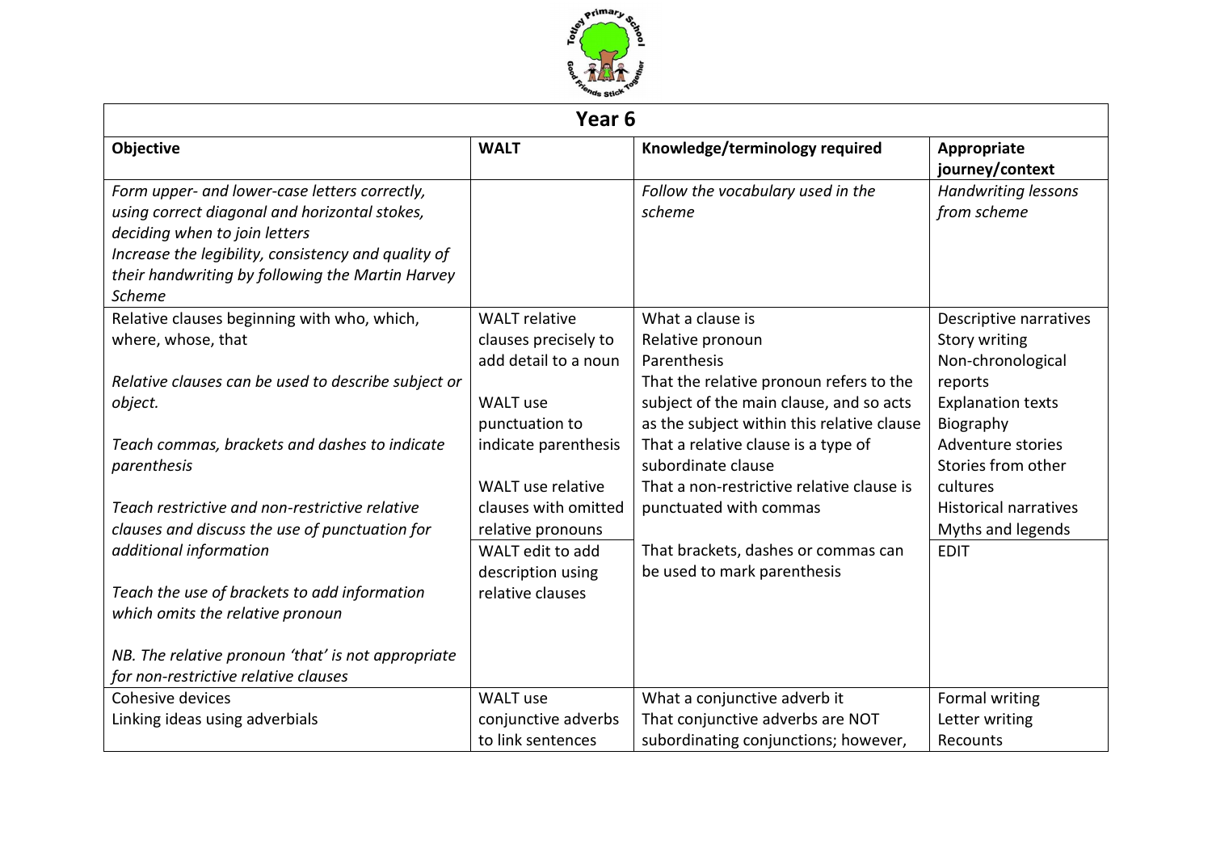| Year 6 | | | |
|---|---|---|---|
| **Objective** | **WALT** | **Knowledge/terminology required** | **Appropriate journey/context** |
| *Form upper- and lower-case letters correctly, using correct diagonal and horizontal stokes, deciding when to join letters*<br>*Increase the legibility, consistency and quality of their handwriting by following the Martin Harvey Scheme* | | *Follow the vocabulary used in the scheme* | *Handwriting lessons from scheme* |
| Relative clauses beginning with who, which, where, whose, that<br><br>*Relative clauses can be used to describe subject or object.*<br><br>*Teach commas, brackets and dashes to indicate parenthesis*<br><br>*Teach restrictive and non-restrictive relative clauses and discuss the use of punctuation for additional information*<br><br>*Teach the use of brackets to add information which omits the relative pronoun*<br><br>*NB. The relative pronoun 'that' is not appropriate for non-restrictive relative clauses* | WALT relative clauses precisely to add detail to a noun<br><br>WALT use punctuation to indicate parenthesis<br><br>WALT use relative clauses with omitted relative pronouns<br>WALT edit to add description using relative clauses | What a clause is<br>Relative pronoun<br>Parenthesis<br>That the relative pronoun refers to the subject of the main clause, and so acts as the subject within this relative clause<br>That a relative clause is a type of subordinate clause<br>That a non-restrictive relative clause is punctuated with commas<br><br>That brackets, dashes or commas can be used to mark parenthesis | Descriptive narratives<br>Story writing<br>Non-chronological reports<br>Explanation texts<br>Biography<br>Adventure stories<br>Stories from other cultures<br>Historical narratives<br>Myths and legends<br>EDIT |
| Cohesive devices<br>Linking ideas using adverbials | WALT use conjunctive adverbs to link sentences | What a conjunctive adverb it<br>That conjunctive adverbs are NOT subordinating conjunctions; however, | Formal writing<br>Letter writing<br>Recounts |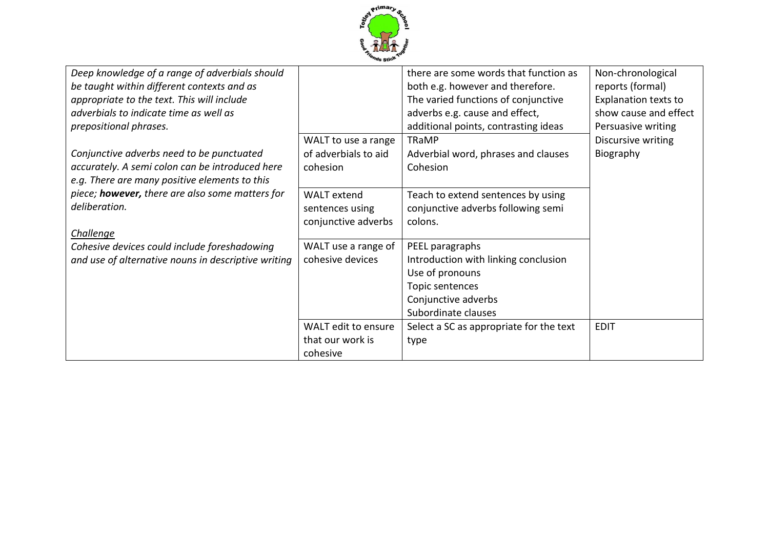| | | | |
|---|---|---|---|
| *Deep knowledge of a range of adverbials should be taught within different contexts and as appropriate to the text. This will include adverbials to indicate time as well as prepositional phrases.*<br><br>*Conjunctive adverbs need to be punctuated accurately. A semi colon can be introduced here e.g. There are many positive elements to this piece;* ***however,*** *there are also some matters for deliberation.*<br><br>*Challenge*<br>*Cohesive devices could include foreshadowing and use of alternative nouns in descriptive writing* | | there are some words that function as both e.g. however and therefore.<br>The varied functions of conjunctive adverbs e.g. cause and effect, additional points, contrasting ideas | Non-chronological reports (formal)<br>Explanation texts to show cause and effect<br>Persuasive writing<br>Discursive writing<br>Biography |
| | WALT to use a range of adverbials to aid cohesion | TRaMP<br>Adverbial word, phrases and clauses<br>Cohesion | |
| | WALT extend sentences using conjunctive adverbs | Teach to extend sentences by using conjunctive adverbs following semi colons. | |
| | WALT use a range of cohesive devices | PEEL paragraphs<br>Introduction with linking conclusion<br>Use of pronouns<br>Topic sentences<br>Conjunctive adverbs<br>Subordinate clauses | |
| | WALT edit to ensure that our work is cohesive | Select a SC as appropriate for the text type | EDIT |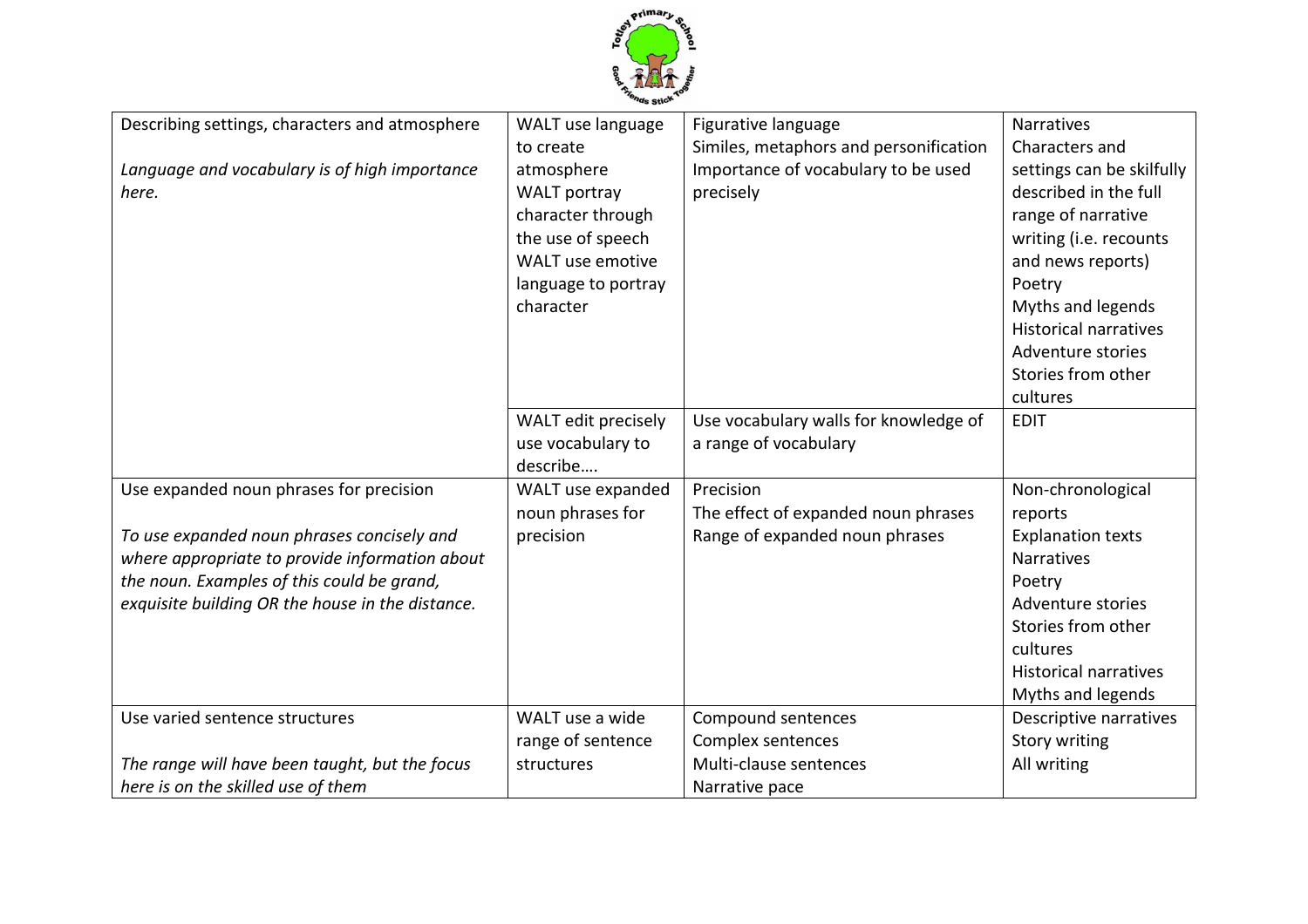| | | | |
|---|---|---|---|
| Describing settings, characters and atmosphere<br><br>*Language and vocabulary is of high importance here.* | WALT use language to create atmosphere<br>WALT portray character through the use of speech<br>WALT use emotive language to portray character | Figurative language<br>Similes, metaphors and personification<br>Importance of vocabulary to be used precisely | Narratives<br>Characters and settings can be skilfully described in the full range of narrative writing (i.e. recounts and news reports)<br>Poetry<br>Myths and legends<br>Historical narratives<br>Adventure stories<br>Stories from other cultures |
| | WALT edit precisely use vocabulary to describe…. | Use vocabulary walls for knowledge of a range of vocabulary | EDIT |
| Use expanded noun phrases for precision<br><br>*To use expanded noun phrases concisely and where appropriate to provide information about the noun. Examples of this could be grand, exquisite building OR the house in the distance.* | WALT use expanded noun phrases for precision | Precision<br>The effect of expanded noun phrases<br>Range of expanded noun phrases | Non-chronological reports<br>Explanation texts<br>Narratives<br>Poetry<br>Adventure stories<br>Stories from other cultures<br>Historical narratives<br>Myths and legends |
| Use varied sentence structures<br><br>*The range will have been taught, but the focus here is on the skilled use of them* | WALT use a wide range of sentence structures | Compound sentences<br>Complex sentences<br>Multi-clause sentences<br>Narrative pace | Descriptive narratives<br>Story writing<br>All writing |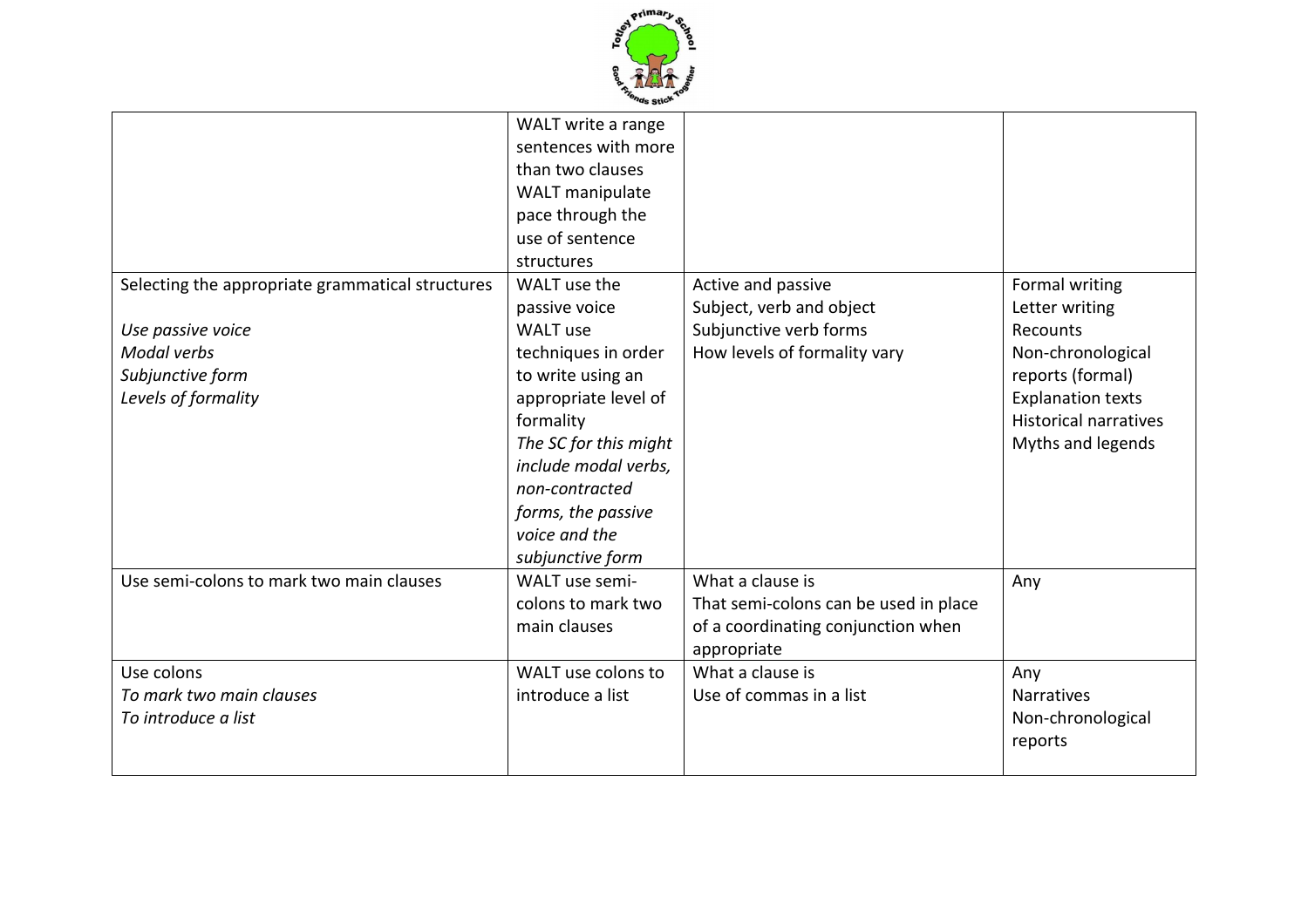| | | | |
|---|---|---|---|
| | WALT write a range sentences with more than two clauses<br>WALT manipulate pace through the use of sentence structures | | |
| Selecting the appropriate grammatical structures<br><br>*Use passive voice*<br>*Modal verbs*<br>*Subjunctive form*<br>*Levels of formality* | WALT use the passive voice<br>WALT use techniques in order to write using an appropriate level of formality<br>*The SC for this might include modal verbs, non-contracted forms, the passive voice and the subjunctive form* | Active and passive<br>Subject, verb and object<br>Subjunctive verb forms<br>How levels of formality vary | Formal writing<br>Letter writing<br>Recounts<br>Non-chronological reports (formal)<br>Explanation texts<br>Historical narratives<br>Myths and legends |
| Use semi-colons to mark two main clauses | WALT use semi-colons to mark two main clauses | What a clause is<br>That semi-colons can be used in place of a coordinating conjunction when appropriate | Any |
| Use colons<br>*To mark two main clauses*<br>*To introduce a list* | WALT use colons to introduce a list | What a clause is<br>Use of commas in a list | Any<br>Narratives<br>Non-chronological reports |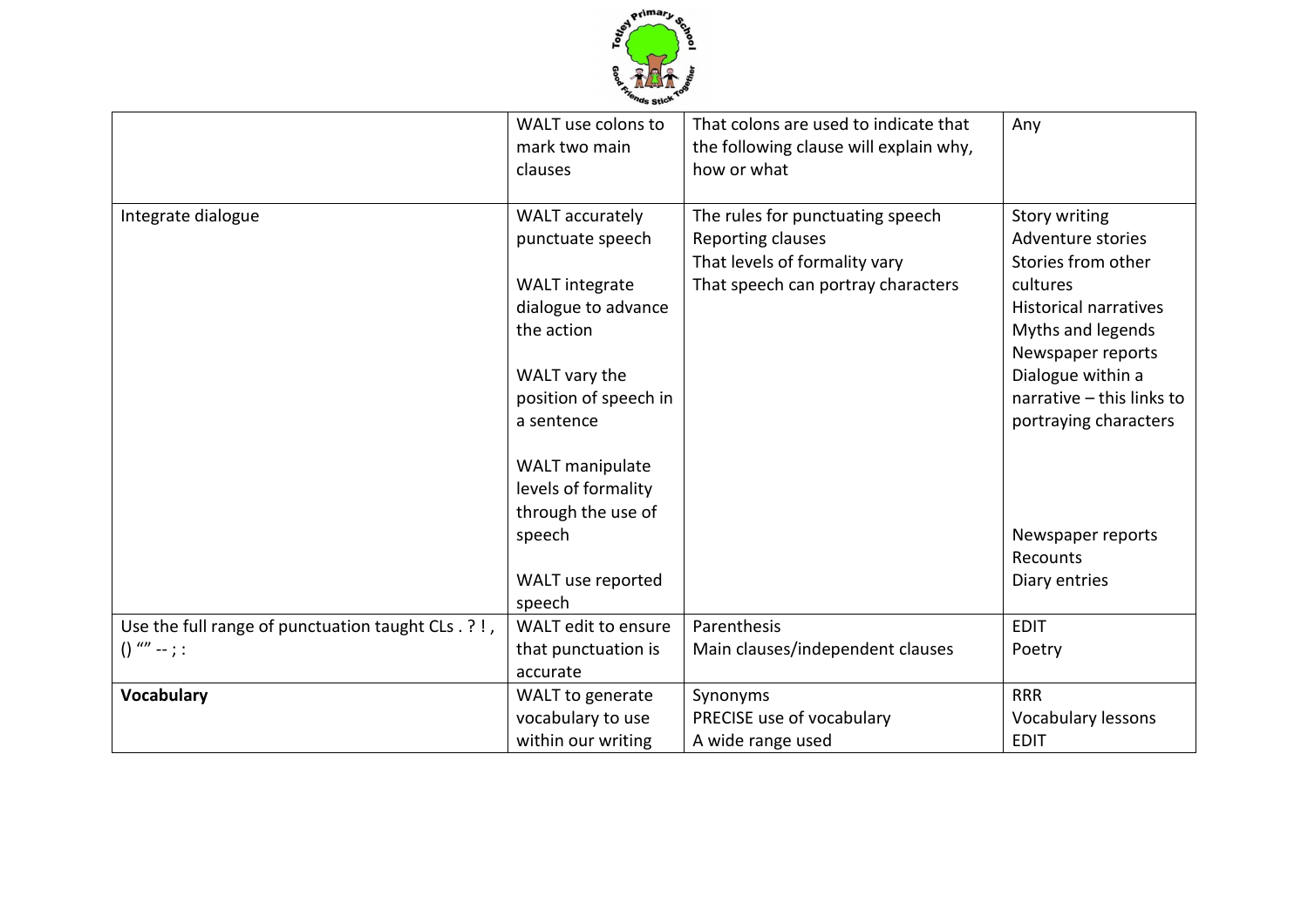| | | | |
|---|---|---|---|
| | WALT use colons to mark two main clauses | That colons are used to indicate that the following clause will explain why, how or what | Any |
| Integrate dialogue | WALT accurately punctuate speech<br><br>WALT integrate dialogue to advance the action<br><br>WALT vary the position of speech in a sentence<br><br>WALT manipulate levels of formality through the use of speech<br><br>WALT use reported speech | The rules for punctuating speech<br>Reporting clauses<br>That levels of formality vary<br>That speech can portray characters | Story writing<br>Adventure stories<br>Stories from other cultures<br>Historical narratives<br>Myths and legends<br>Newspaper reports<br>Dialogue within a narrative – this links to portraying characters<br><br>Newspaper reports<br>Recounts<br>Diary entries |
| Use the full range of punctuation taught CLs . ? ! , () "" -- ; : | WALT edit to ensure that punctuation is accurate | Parenthesis<br>Main clauses/independent clauses | EDIT<br>Poetry |
| **Vocabulary** | WALT to generate vocabulary to use within our writing | Synonyms<br>PRECISE use of vocabulary<br>A wide range used | RRR<br>Vocabulary lessons<br>EDIT |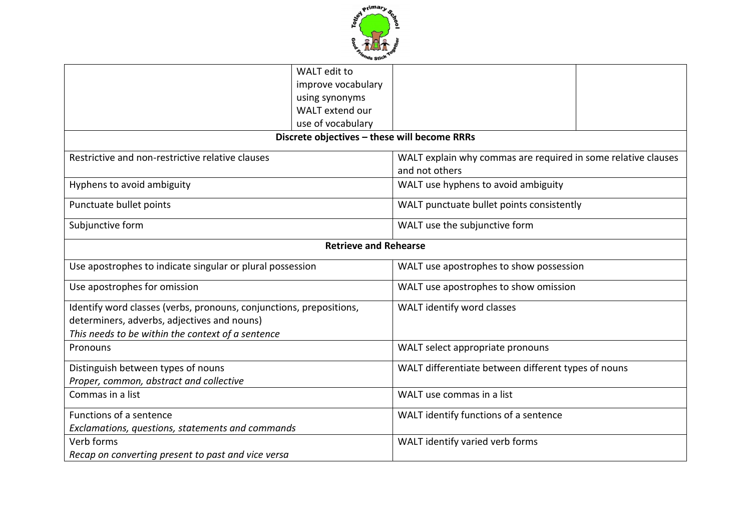| | | | |
|---|---|---|---|
| | WALT edit to improve vocabulary using synonyms<br>WALT extend our use of vocabulary | | |
| **Discrete objectives – these will become RRRs** | | | |
| Restrictive and non-restrictive relative clauses | | WALT explain why commas are required in some relative clauses and not others | |
| Hyphens to avoid ambiguity | | WALT use hyphens to avoid ambiguity | |
| Punctuate bullet points | | WALT punctuate bullet points consistently | |
| Subjunctive form | | WALT use the subjunctive form | |
| **Retrieve and Rehearse** | | | |
| Use apostrophes to indicate singular or plural possession | | WALT use apostrophes to show possession | |
| Use apostrophes for omission | | WALT use apostrophes to show omission | |
| Identify word classes (verbs, pronouns, conjunctions, prepositions, determiners, adverbs, adjectives and nouns)<br>*This needs to be within the context of a sentence* | | WALT identify word classes | |
| Pronouns | | WALT select appropriate pronouns | |
| Distinguish between types of nouns<br>*Proper, common, abstract and collective* | | WALT differentiate between different types of nouns | |
| Commas in a list | | WALT use commas in a list | |
| Functions of a sentence<br>*Exclamations, questions, statements and commands* | | WALT identify functions of a sentence | |
| Verb forms<br>*Recap on converting present to past and vice versa* | | WALT identify varied verb forms | |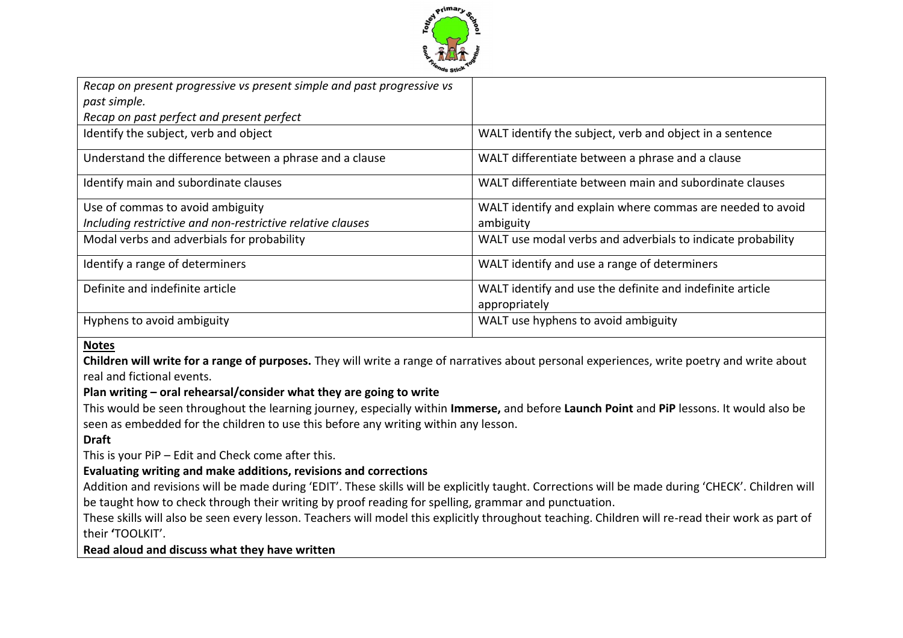| | |
|---|---|
| *Recap on present progressive vs present simple and past progressive vs past simple.*<br>*Recap on past perfect and present perfect* | |
| Identify the subject, verb and object | WALT identify the subject, verb and object in a sentence |
| Understand the difference between a phrase and a clause | WALT differentiate between a phrase and a clause |
| Identify main and subordinate clauses | WALT differentiate between main and subordinate clauses |
| Use of commas to avoid ambiguity<br>*Including restrictive and non-restrictive relative clauses* | WALT identify and explain where commas are needed to avoid ambiguity |
| Modal verbs and adverbials for probability | WALT use modal verbs and adverbials to indicate probability |
| Identify a range of determiners | WALT identify and use a range of determiners |
| Definite and indefinite article | WALT identify and use the definite and indefinite article appropriately |
| Hyphens to avoid ambiguity | WALT use hyphens to avoid ambiguity |

**Notes**

**Children will write for a range of purposes.** They will write a range of narratives about personal experiences, write poetry and write about real and fictional events.

**Plan writing – oral rehearsal/consider what they are going to write**

This would be seen throughout the learning journey, especially within **Immerse,** and before **Launch Point** and **PiP** lessons. It would also be seen as embedded for the children to use this before any writing within any lesson.

**Draft**

This is your PiP – Edit and Check come after this.

**Evaluating writing and make additions, revisions and corrections**

Addition and revisions will be made during 'EDIT'. These skills will be explicitly taught. Corrections will be made during 'CHECK'. Children will be taught how to check through their writing by proof reading for spelling, grammar and punctuation.

These skills will also be seen every lesson. Teachers will model this explicitly throughout teaching. Children will re-read their work as part of their **'**TOOLKIT'.

**Read aloud and discuss what they have written**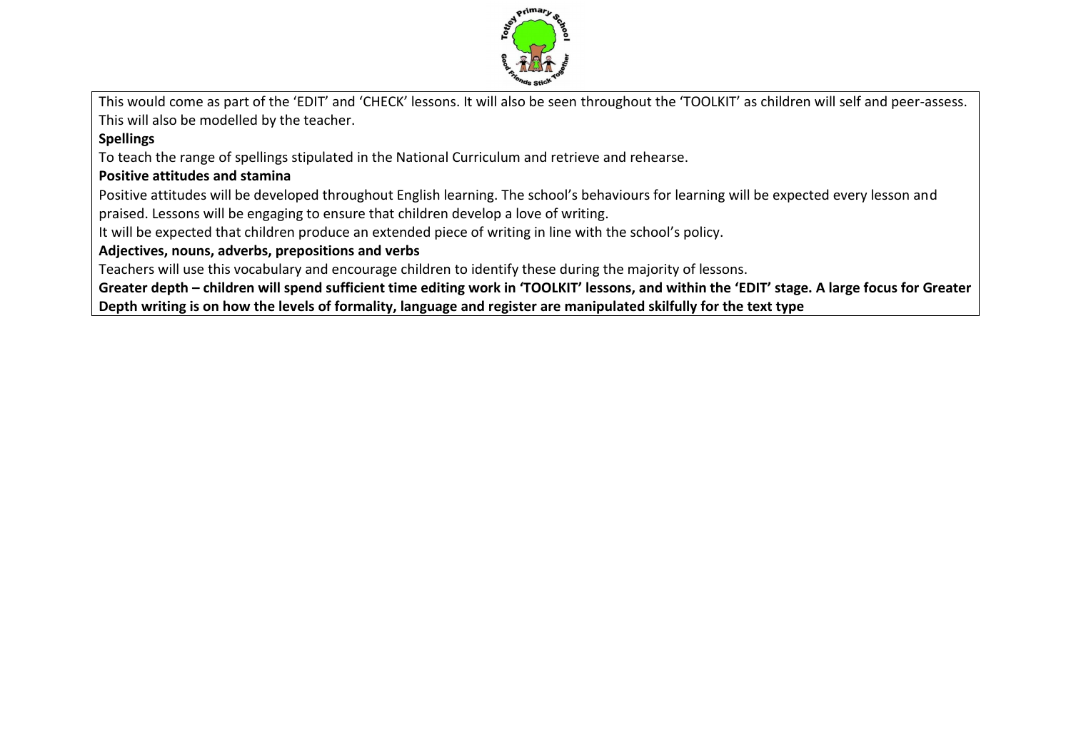This would come as part of the 'EDIT' and 'CHECK' lessons. It will also be seen throughout the 'TOOLKIT' as children will self and peer-assess. This will also be modelled by the teacher.

**Spellings**

To teach the range of spellings stipulated in the National Curriculum and retrieve and rehearse.

**Positive attitudes and stamina**

Positive attitudes will be developed throughout English learning. The school's behaviours for learning will be expected every lesson and praised. Lessons will be engaging to ensure that children develop a love of writing.

It will be expected that children produce an extended piece of writing in line with the school's policy.

**Adjectives, nouns, adverbs, prepositions and verbs**

Teachers will use this vocabulary and encourage children to identify these during the majority of lessons.

**Greater depth – children will spend sufficient time editing work in 'TOOLKIT' lessons, and within the 'EDIT' stage. A large focus for Greater Depth writing is on how the levels of formality, language and register are manipulated skilfully for the text type**